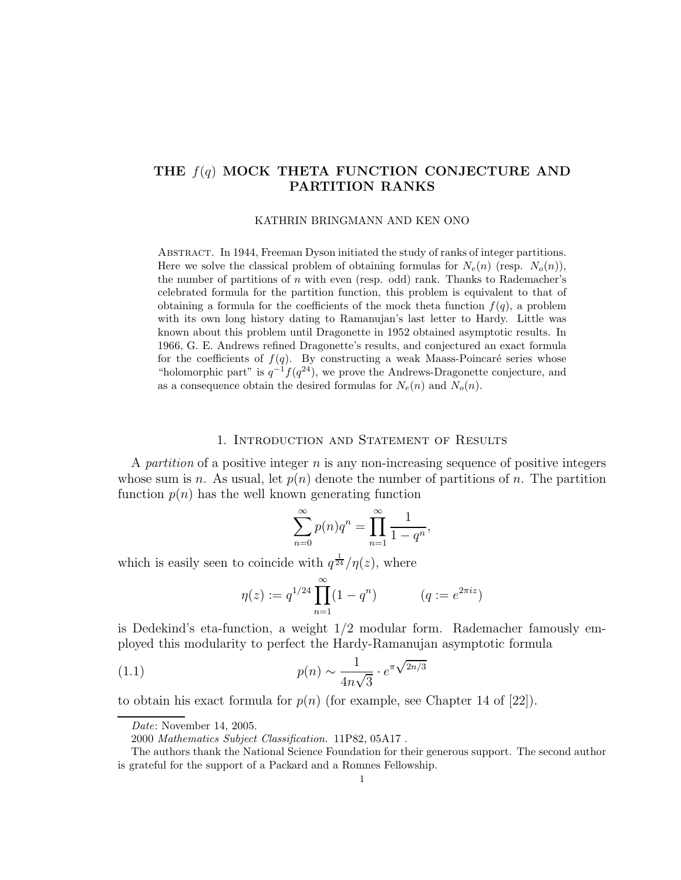# THE $f(q)$ MOCK THETA FUNCTION CONJECTURE AND PARTITION RANKS

KATHRIN BRINGMANN AND KEN ONO

Abstract. In 1944, Freeman Dyson initiated the study of ranks of integer partitions. Here we solve the classical problem of obtaining formulas for $N_e(n)$ (resp. $N_o(n)$), the number of partitions of $n$ with even (resp. odd) rank. Thanks to Rademacher's celebrated formula for the partition function, this problem is equivalent to that of obtaining a formula for the coefficients of the mock theta function $f(q)$, a problem with its own long history dating to Ramanujan's last letter to Hardy. Little was known about this problem until Dragonette in 1952 obtained asymptotic results. In 1966, G. E. Andrews refined Dragonette's results, and conjectured an exact formula for the coefficients of $f(q)$. By constructing a weak Maass-Poincaré series whose "holomorphic part" is $q^{-1}f(q^{24})$, we prove the Andrews-Dragonette conjecture, and as a consequence obtain the desired formulas for $N_e(n)$ and $N_o(n)$.

## 1. Introduction and Statement of Results

A *partition* of a positive integer $n$ is any non-increasing sequence of positive integers whose sum is $n$. As usual, let $p(n)$ denote the number of partitions of $n$. The partition function $p(n)$ has the well known generating function

$$\sum_{n=0}^{\infty} p(n)q^n = \prod_{n=1}^{\infty} \frac{1}{1-q^n},$$

which is easily seen to coincide with $q^{\frac{1}{24}}/\eta(z)$, where

$$\eta(z) := q^{1/24} \prod_{n=1}^{\infty}(1-q^n) \qquad (q := e^{2\pi i z})$$

is Dedekind's eta-function, a weight $1/2$ modular form. Rademacher famously employed this modularity to perfect the Hardy-Ramanujan asymptotic formula

$$p(n) \sim \frac{1}{4n\sqrt{3}} \cdot e^{\pi\sqrt{2n/3}} \tag{1.1}$$

to obtain his exact formula for $p(n)$ (for example, see Chapter 14 of [22]).

*Date*: November 14, 2005.

2000 *Mathematics Subject Classification.* 11P82, 05A17 .

The authors thank the National Science Foundation for their generous support. The second author is grateful for the support of a Packard and a Romnes Fellowship.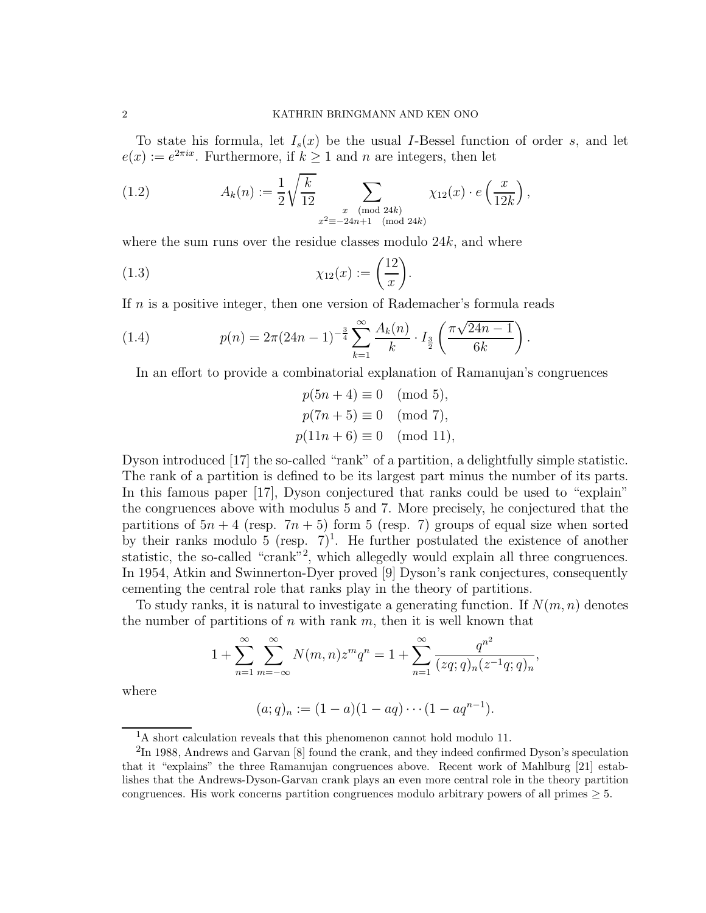To state his formula, let $I_s(x)$ be the usual $I$-Bessel function of order $s$, and let $e(x) := e^{2\pi i x}$. Furthermore, if $k \geq 1$ and $n$ are integers, then let

$$A_k(n) := \frac{1}{2}\sqrt{\frac{k}{12}} \sum_{\substack{x \pmod{24k} \\ x^2 \equiv -24n+1 \pmod{24k}}} \chi_{12}(x) \cdot e\left(\frac{x}{12k}\right), \tag{1.2}$$

where the sum runs over the residue classes modulo $24k$, and where

$$\chi_{12}(x) := \left(\frac{12}{x}\right). \tag{1.3}$$

If $n$ is a positive integer, then one version of Rademacher's formula reads

$$p(n) = 2\pi(24n-1)^{-\frac{3}{4}} \sum_{k=1}^{\infty} \frac{A_k(n)}{k} \cdot I_{\frac{3}{2}}\left(\frac{\pi\sqrt{24n-1}}{6k}\right). \tag{1.4}$$

In an effort to provide a combinatorial explanation of Ramanujan's congruences

$$p(5n+4) \equiv 0 \pmod{5},$$
$$p(7n+5) \equiv 0 \pmod{7},$$
$$p(11n+6) \equiv 0 \pmod{11},$$

Dyson introduced [17] the so-called "rank" of a partition, a delightfully simple statistic. The rank of a partition is defined to be its largest part minus the number of its parts. In this famous paper [17], Dyson conjectured that ranks could be used to "explain" the congruences above with modulus 5 and 7. More precisely, he conjectured that the partitions of $5n+4$ (resp. $7n+5$) form 5 (resp. 7) groups of equal size when sorted by their ranks modulo 5 (resp. 7)[1]. He further postulated the existence of another statistic, the so-called "crank"[2], which allegedly would explain all three congruences. In 1954, Atkin and Swinnerton-Dyer proved [9] Dyson's rank conjectures, consequently cementing the central role that ranks play in the theory of partitions.

To study ranks, it is natural to investigate a generating function. If $N(m,n)$ denotes the number of partitions of $n$ with rank $m$, then it is well known that

$$1 + \sum_{n=1}^{\infty}\sum_{m=-\infty}^{\infty} N(m,n) z^m q^n = 1 + \sum_{n=1}^{\infty} \frac{q^{n^2}}{(zq;q)_n (z^{-1}q;q)_n},$$

where

$$(a;q)_n := (1-a)(1-aq)\cdots(1-aq^{n-1}).$$

[1] A short calculation reveals that this phenomenon cannot hold modulo 11.

[2] In 1988, Andrews and Garvan [8] found the crank, and they indeed confirmed Dyson's speculation that it "explains" the three Ramanujan congruences above. Recent work of Mahlburg [21] establishes that the Andrews-Dyson-Garvan crank plays an even more central role in the theory partition congruences. His work concerns partition congruences modulo arbitrary powers of all primes $\geq 5$.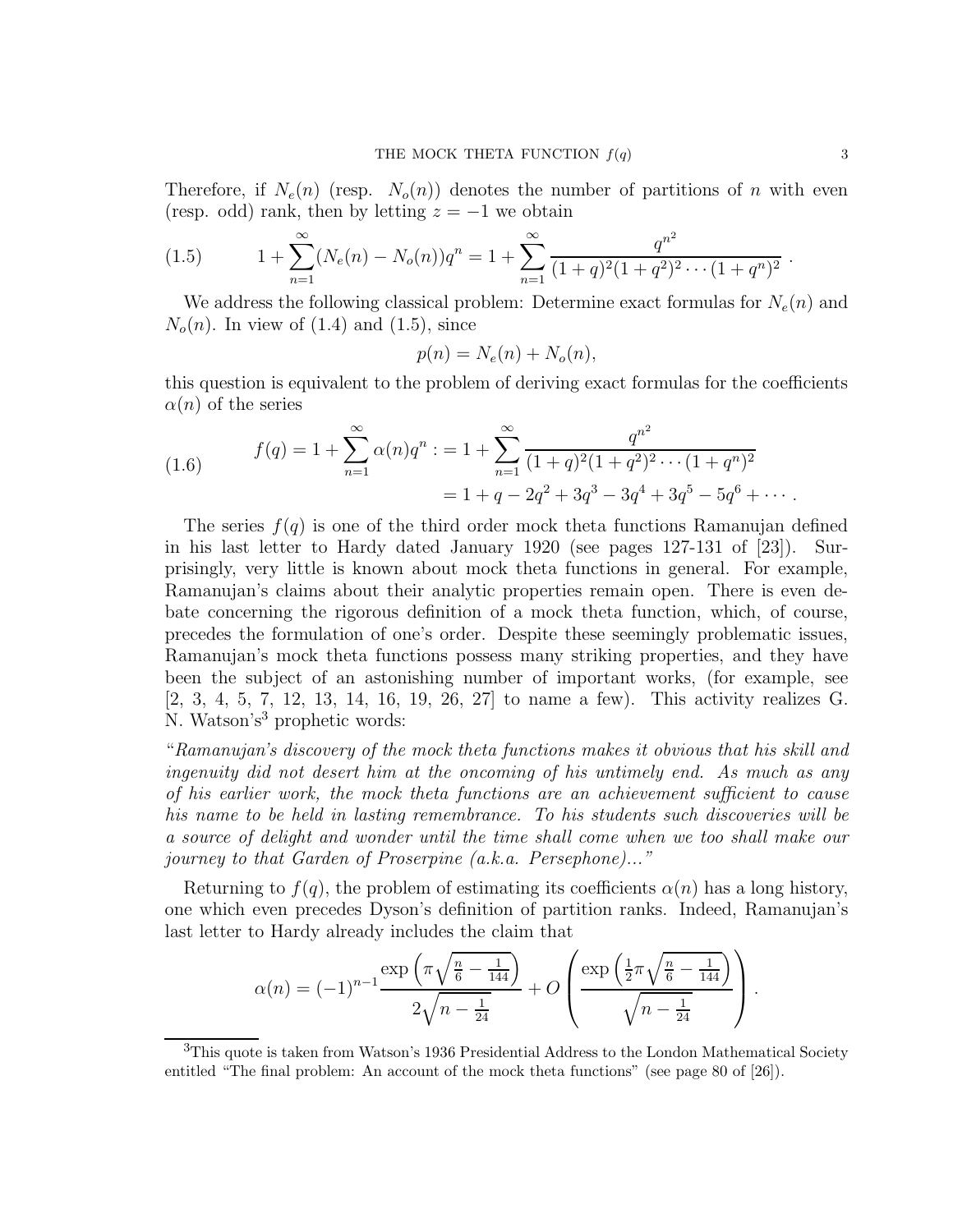Therefore, if $N_e(n)$ (resp. $N_o(n)$) denotes the number of partitions of $n$ with even (resp. odd) rank, then by letting $z = -1$ we obtain

$$1 + \sum_{n=1}^{\infty} (N_e(n) - N_o(n)) q^n = 1 + \sum_{n=1}^{\infty} \frac{q^{n^2}}{(1+q)^2(1+q^2)^2 \cdots (1+q^n)^2} . \tag{1.5}$$

We address the following classical problem: Determine exact formulas for $N_e(n)$ and $N_o(n)$. In view of (1.4) and (1.5), since

$$p(n) = N_e(n) + N_o(n),$$

this question is equivalent to the problem of deriving exact formulas for the coefficients $\alpha(n)$ of the series

$$\begin{aligned} f(q) = 1 + \sum_{n=1}^{\infty} \alpha(n) q^n &:= 1 + \sum_{n=1}^{\infty} \frac{q^{n^2}}{(1+q)^2(1+q^2)^2 \cdots (1+q^n)^2} \\ &= 1 + q - 2q^2 + 3q^3 - 3q^4 + 3q^5 - 5q^6 + \cdots . \end{aligned} \tag{1.6}$$

The series $f(q)$ is one of the third order mock theta functions Ramanujan defined in his last letter to Hardy dated January 1920 (see pages 127-131 of [23]). Surprisingly, very little is known about mock theta functions in general. For example, Ramanujan's claims about their analytic properties remain open. There is even debate concerning the rigorous definition of a mock theta function, which, of course, precedes the formulation of one's order. Despite these seemingly problematic issues, Ramanujan's mock theta functions possess many striking properties, and they have been the subject of an astonishing number of important works, (for example, see [2, 3, 4, 5, 7, 12, 13, 14, 16, 19, 26, 27] to name a few). This activity realizes G. N. Watson's[3] prophetic words:

"*Ramanujan's discovery of the mock theta functions makes it obvious that his skill and ingenuity did not desert him at the oncoming of his untimely end. As much as any of his earlier work, the mock theta functions are an achievement sufficient to cause his name to be held in lasting remembrance. To his students such discoveries will be a source of delight and wonder until the time shall come when we too shall make our journey to that Garden of Proserpine (a.k.a. Persephone)...*"

Returning to $f(q)$, the problem of estimating its coefficients $\alpha(n)$ has a long history, one which even precedes Dyson's definition of partition ranks. Indeed, Ramanujan's last letter to Hardy already includes the claim that

$$\alpha(n) = (-1)^{n-1} \frac{\exp\left(\pi\sqrt{\frac{n}{6} - \frac{1}{144}}\right)}{2\sqrt{n - \frac{1}{24}}} + O\left(\frac{\exp\left(\frac{1}{2}\pi\sqrt{\frac{n}{6} - \frac{1}{144}}\right)}{\sqrt{n - \frac{1}{24}}}\right).$$

[3]This quote is taken from Watson's 1936 Presidential Address to the London Mathematical Society entitled "The final problem: An account of the mock theta functions" (see page 80 of [26]).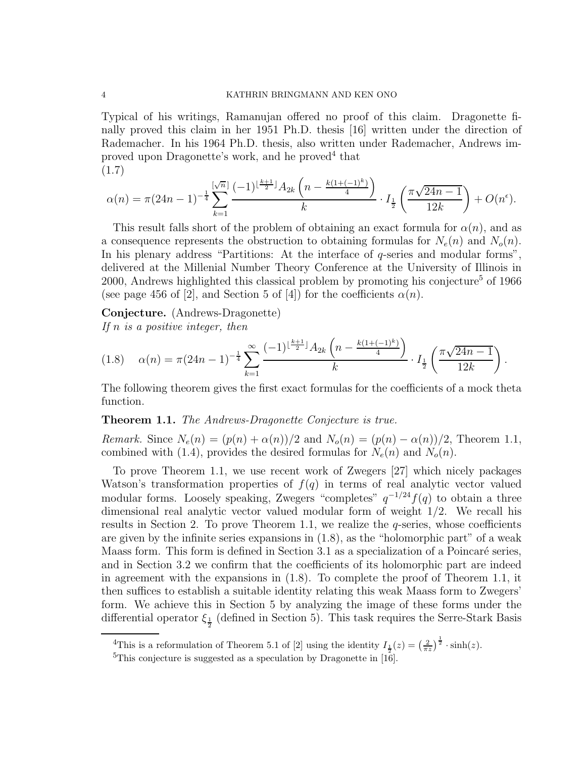Typical of his writings, Ramanujan offered no proof of this claim. Dragonette finally proved this claim in her 1951 Ph.D. thesis [16] written under the direction of Rademacher. In his 1964 Ph.D. thesis, also written under Rademacher, Andrews improved upon Dragonette's work, and he proved[4] that

(1.7)

$$\alpha(n) = \pi(24n-1)^{-\frac{1}{4}} \sum_{k=1}^{[\sqrt{n}]} \frac{(-1)^{\lfloor \frac{k+1}{2} \rfloor} A_{2k}\left(n - \frac{k(1+(-1)^k)}{4}\right)}{k} \cdot I_{\frac{1}{2}}\left(\frac{\pi\sqrt{24n-1}}{12k}\right) + O(n^{\epsilon}).$$

This result falls short of the problem of obtaining an exact formula for $\alpha(n)$, and as a consequence represents the obstruction to obtaining formulas for $N_e(n)$ and $N_o(n)$. In his plenary address "Partitions: At the interface of $q$-series and modular forms", delivered at the Millenial Number Theory Conference at the University of Illinois in 2000, Andrews highlighted this classical problem by promoting his conjecture[5] of 1966 (see page 456 of [2], and Section 5 of [4]) for the coefficients $\alpha(n)$.

**Conjecture.** (Andrews-Dragonette)
*If $n$ is a positive integer, then*

$$\alpha(n) = \pi(24n-1)^{-\frac{1}{4}} \sum_{k=1}^{\infty} \frac{(-1)^{\lfloor \frac{k+1}{2} \rfloor} A_{2k}\left(n - \frac{k(1+(-1)^k)}{4}\right)}{k} \cdot I_{\frac{1}{2}}\left(\frac{\pi\sqrt{24n-1}}{12k}\right). \tag{1.8}$$

The following theorem gives the first exact formulas for the coefficients of a mock theta function.

**Theorem 1.1.** *The Andrews-Dragonette Conjecture is true.*

*Remark.* Since $N_e(n) = (p(n) + \alpha(n))/2$ and $N_o(n) = (p(n) - \alpha(n))/2$, Theorem 1.1, combined with (1.4), provides the desired formulas for $N_e(n)$ and $N_o(n)$.

To prove Theorem 1.1, we use recent work of Zwegers [27] which nicely packages Watson's transformation properties of $f(q)$ in terms of real analytic vector valued modular forms. Loosely speaking, Zwegers "completes" $q^{-1/24}f(q)$ to obtain a three dimensional real analytic vector valued modular form of weight $1/2$. We recall his results in Section 2. To prove Theorem 1.1, we realize the $q$-series, whose coefficients are given by the infinite series expansions in (1.8), as the "holomorphic part" of a weak Maass form. This form is defined in Section 3.1 as a specialization of a Poincaré series, and in Section 3.2 we confirm that the coefficients of its holomorphic part are indeed in agreement with the expansions in (1.8). To complete the proof of Theorem 1.1, it then suffices to establish a suitable identity relating this weak Maass form to Zwegers' form. We achieve this in Section 5 by analyzing the image of these forms under the differential operator $\xi_{\frac{1}{2}}$ (defined in Section 5). This task requires the Serre-Stark Basis

---

[4] This is a reformulation of Theorem 5.1 of [2] using the identity $I_{\frac{1}{2}}(z) = \left(\frac{2}{\pi z}\right)^{\frac{1}{2}} \cdot \sinh(z)$.

[5] This conjecture is suggested as a speculation by Dragonette in [16].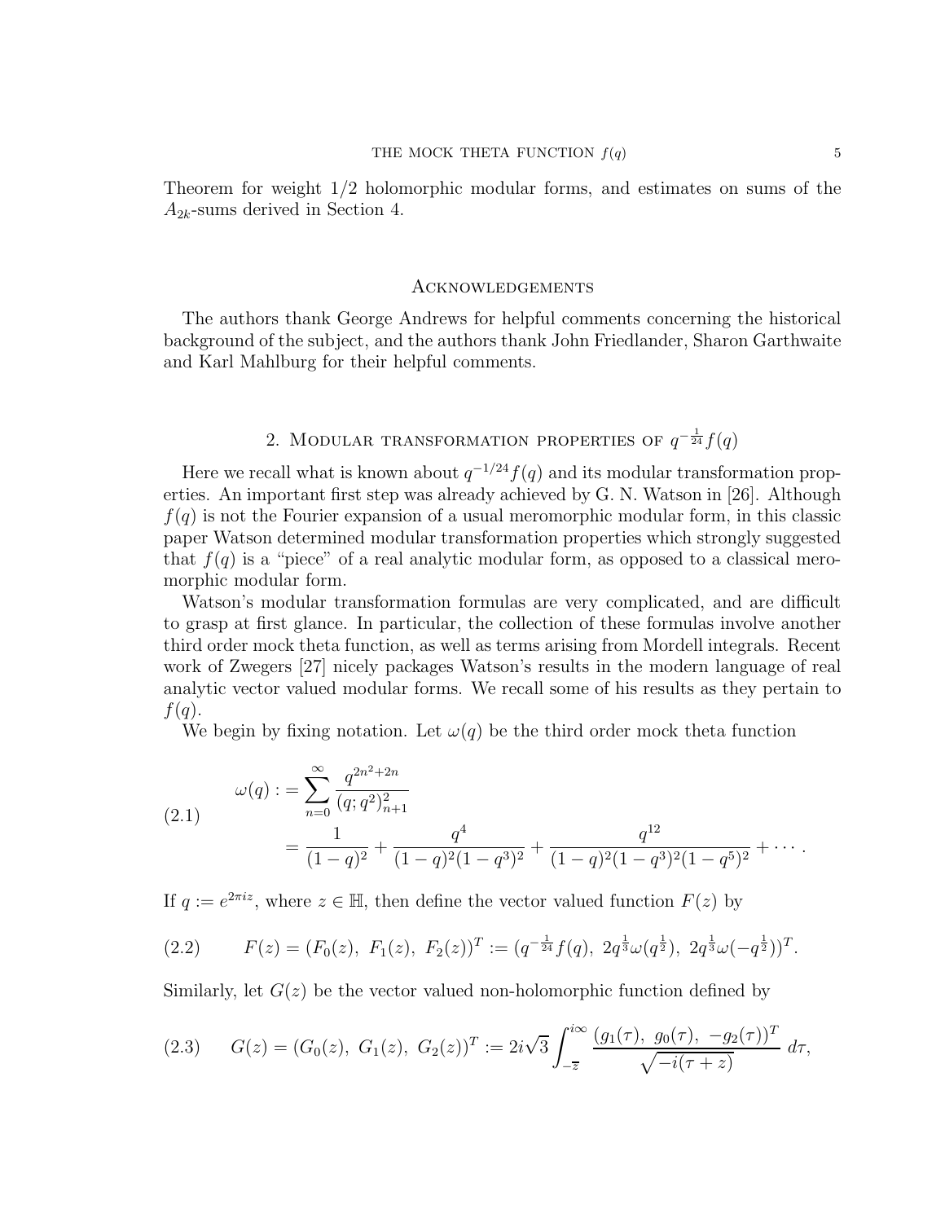Theorem for weight 1/2 holomorphic modular forms, and estimates on sums of the $A_{2k}$-sums derived in Section 4.

## Acknowledgements

The authors thank George Andrews for helpful comments concerning the historical background of the subject, and the authors thank John Friedlander, Sharon Garthwaite and Karl Mahlburg for their helpful comments.

## 2. Modular transformation properties of $q^{-\frac{1}{24}}f(q)$

Here we recall what is known about $q^{-1/24}f(q)$ and its modular transformation properties. An important first step was already achieved by G. N. Watson in [26]. Although $f(q)$ is not the Fourier expansion of a usual meromorphic modular form, in this classic paper Watson determined modular transformation properties which strongly suggested that $f(q)$ is a "piece" of a real analytic modular form, as opposed to a classical meromorphic modular form.

Watson's modular transformation formulas are very complicated, and are difficult to grasp at first glance. In particular, the collection of these formulas involve another third order mock theta function, as well as terms arising from Mordell integrals. Recent work of Zwegers [27] nicely packages Watson's results in the modern language of real analytic vector valued modular forms. We recall some of his results as they pertain to $f(q)$.

We begin by fixing notation. Let $\omega(q)$ be the third order mock theta function

$$
\begin{aligned}
\omega(q) &:= \sum_{n=0}^{\infty} \frac{q^{2n^2+2n}}{(q;q^2)_{n+1}^2} \\
&= \frac{1}{(1-q)^2} + \frac{q^4}{(1-q)^2(1-q^3)^2} + \frac{q^{12}}{(1-q)^2(1-q^3)^2(1-q^5)^2} + \cdots .
\end{aligned}
\tag{2.1}
$$

If $q := e^{2\pi i z}$, where $z \in \mathbb{H}$, then define the vector valued function $F(z)$ by

$$
F(z) = (F_0(z),\ F_1(z),\ F_2(z))^T := (q^{-\frac{1}{24}}f(q),\ 2q^{\frac{1}{3}}\omega(q^{\frac{1}{2}}),\ 2q^{\frac{1}{3}}\omega(-q^{\frac{1}{2}}))^T. \tag{2.2}
$$

Similarly, let $G(z)$ be the vector valued non-holomorphic function defined by

$$
G(z) = (G_0(z),\ G_1(z),\ G_2(z))^T := 2i\sqrt{3}\int_{-\overline{z}}^{i\infty} \frac{(g_1(\tau),\ g_0(\tau),\ -g_2(\tau))^T}{\sqrt{-i(\tau+z)}}\ d\tau, \tag{2.3}
$$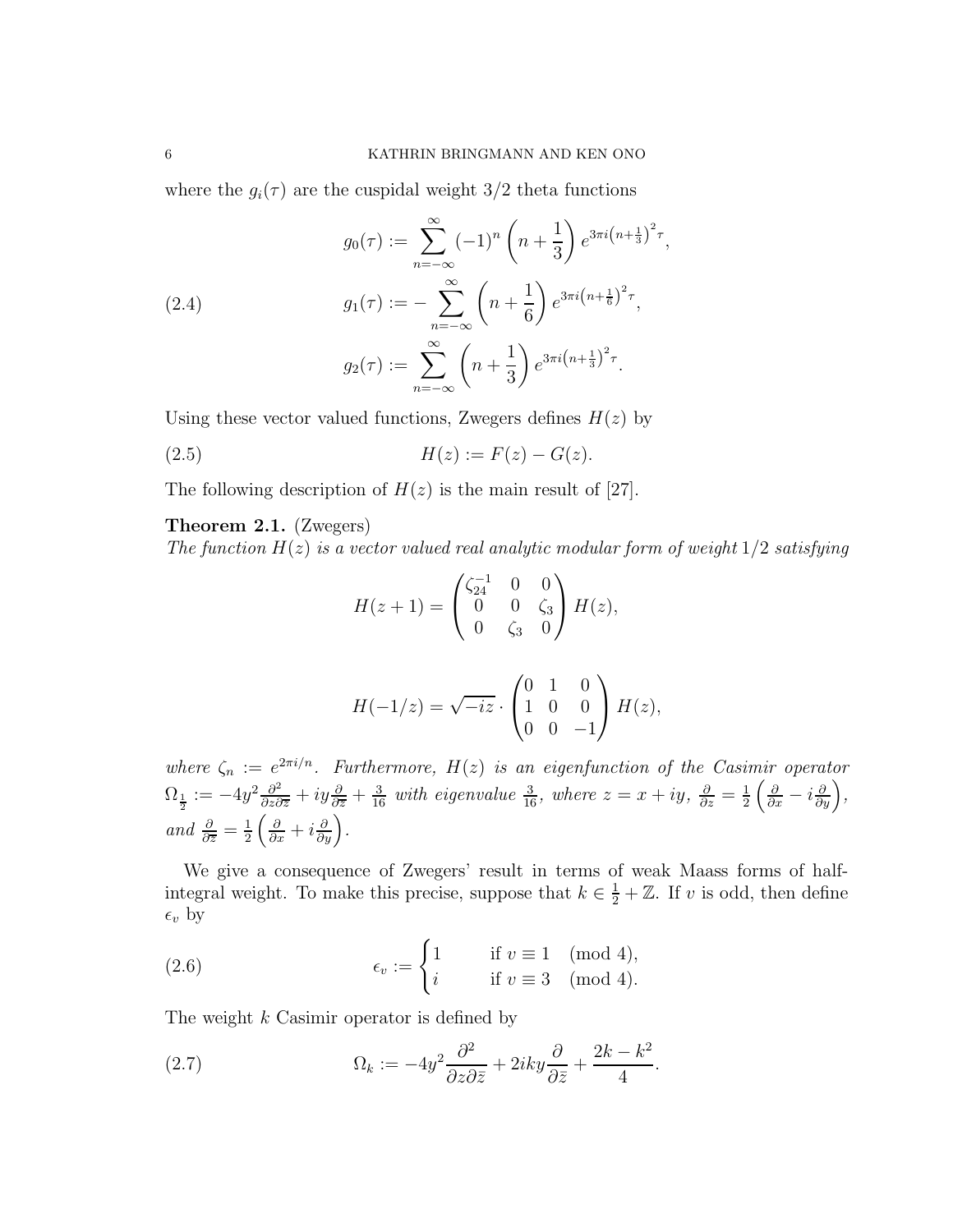where the $g_i(\tau)$ are the cuspidal weight 3/2 theta functions

$$
\begin{aligned}
g_0(\tau) &:= \sum_{n=-\infty}^{\infty} (-1)^n \left(n + \frac{1}{3}\right) e^{3\pi i \left(n+\frac{1}{3}\right)^2 \tau}, \\
g_1(\tau) &:= - \sum_{n=-\infty}^{\infty} \left(n + \frac{1}{6}\right) e^{3\pi i \left(n+\frac{1}{6}\right)^2 \tau}, \\
g_2(\tau) &:= \sum_{n=-\infty}^{\infty} \left(n + \frac{1}{3}\right) e^{3\pi i \left(n+\frac{1}{3}\right)^2 \tau}.
\end{aligned} \tag{2.4}
$$

Using these vector valued functions, Zwegers defines $H(z)$ by

$$
H(z) := F(z) - G(z). \tag{2.5}
$$

The following description of $H(z)$ is the main result of [27].

**Theorem 2.1.** (Zwegers)
*The function $H(z)$ is a vector valued real analytic modular form of weight 1/2 satisfying*

$$
H(z+1) = \begin{pmatrix} \zeta_{24}^{-1} & 0 & 0 \\ 0 & 0 & \zeta_3 \\ 0 & \zeta_3 & 0 \end{pmatrix} H(z),
$$

$$
H(-1/z) = \sqrt{-iz} \cdot \begin{pmatrix} 0 & 1 & 0 \\ 1 & 0 & 0 \\ 0 & 0 & -1 \end{pmatrix} H(z),
$$

*where $\zeta_n := e^{2\pi i/n}$. Furthermore, $H(z)$ is an eigenfunction of the Casimir operator $\Omega_{\frac{1}{2}} := -4y^2 \frac{\partial^2}{\partial z \partial \bar{z}} + iy \frac{\partial}{\partial \bar{z}} + \frac{3}{16}$ with eigenvalue $\frac{3}{16}$, where $z = x + iy$, $\frac{\partial}{\partial z} = \frac{1}{2}\left(\frac{\partial}{\partial x} - i \frac{\partial}{\partial y}\right)$, and $\frac{\partial}{\partial \bar{z}} = \frac{1}{2}\left(\frac{\partial}{\partial x} + i \frac{\partial}{\partial y}\right)$.*

We give a consequence of Zwegers' result in terms of weak Maass forms of half-integral weight. To make this precise, suppose that $k \in \frac{1}{2} + \mathbb{Z}$. If $v$ is odd, then define $\epsilon_v$ by

$$
\epsilon_v := \begin{cases} 1 & \text{if } v \equiv 1 \pmod 4, \\ i & \text{if } v \equiv 3 \pmod 4. \end{cases} \tag{2.6}
$$

The weight $k$ Casimir operator is defined by

$$
\Omega_k := -4y^2 \frac{\partial^2}{\partial z \partial \bar{z}} + 2iky \frac{\partial}{\partial \bar{z}} + \frac{2k - k^2}{4}. \tag{2.7}
$$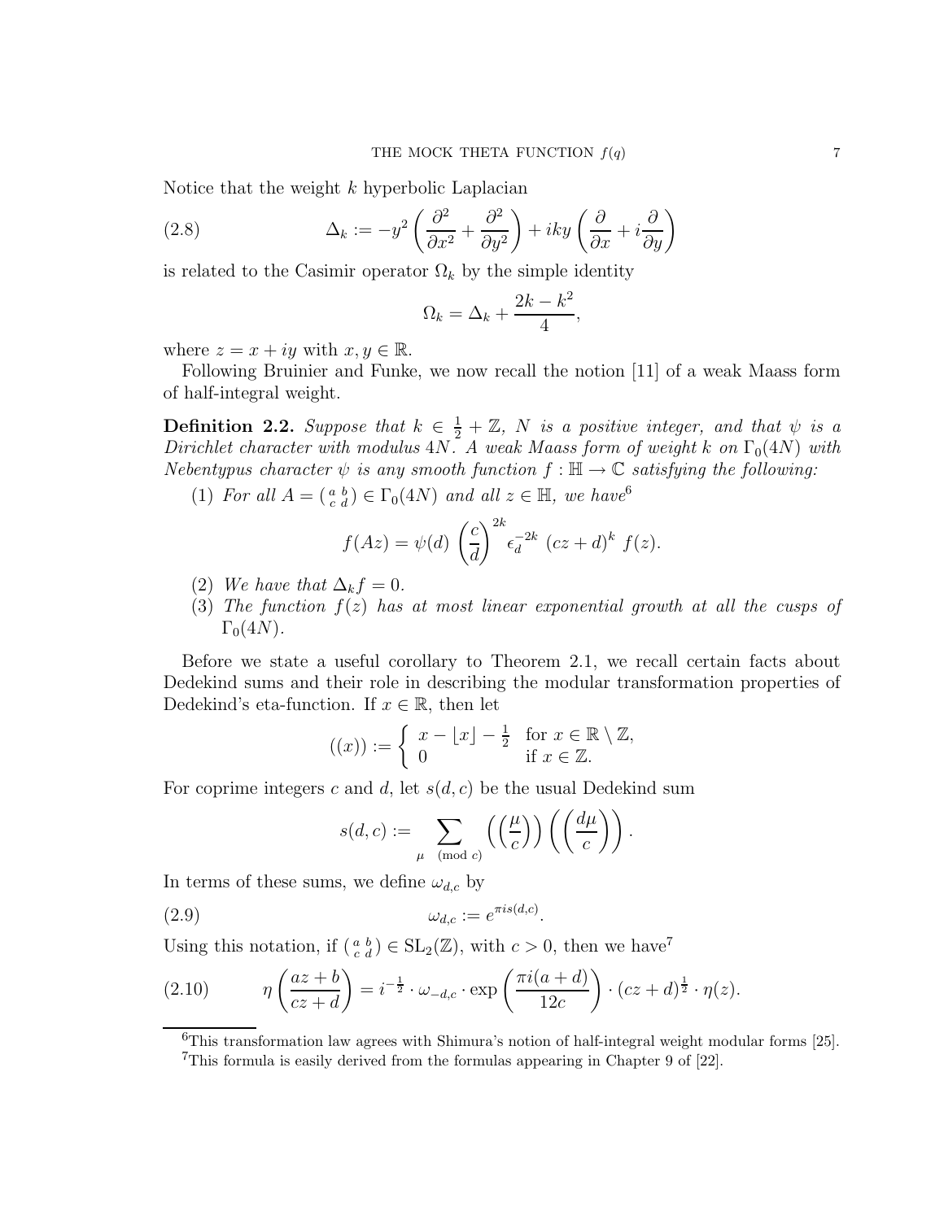Notice that the weight $k$ hyperbolic Laplacian

$$
\Delta_k := -y^2 \left( \frac{\partial^2}{\partial x^2} + \frac{\partial^2}{\partial y^2} \right) + iky \left( \frac{\partial}{\partial x} + i \frac{\partial}{\partial y} \right) \tag{2.8}
$$

is related to the Casimir operator $\Omega_k$ by the simple identity

$$
\Omega_k = \Delta_k + \frac{2k - k^2}{4},
$$

where $z = x + iy$ with $x, y \in \mathbb{R}$.

Following Bruinier and Funke, we now recall the notion [11] of a weak Maass form of half-integral weight.

**Definition 2.2.** *Suppose that $k \in \frac{1}{2} + \mathbb{Z}$, $N$ is a positive integer, and that $\psi$ is a Dirichlet character with modulus $4N$. A weak Maass form of weight $k$ on $\Gamma_0(4N)$ with Nebentypus character $\psi$ is any smooth function $f : \mathbb{H} \to \mathbb{C}$ satisfying the following:*

1. *For all $A = \left( \begin{smallmatrix} a & b \\ c & d \end{smallmatrix} \right) \in \Gamma_0(4N)$ and all $z \in \mathbb{H}$, we have*[6]

$$
f(Az) = \psi(d) \left( \frac{c}{d} \right)^{2k} \epsilon_d^{-2k} \, (cz + d)^k \, f(z).
$$

2. *We have that $\Delta_k f = 0$.*
3. *The function $f(z)$ has at most linear exponential growth at all the cusps of $\Gamma_0(4N)$.*

Before we state a useful corollary to Theorem 2.1, we recall certain facts about Dedekind sums and their role in describing the modular transformation properties of Dedekind's eta-function. If $x \in \mathbb{R}$, then let

$$
((x)) := \begin{cases} x - \lfloor x \rfloor - \frac{1}{2} & \text{for } x \in \mathbb{R} \setminus \mathbb{Z}, \\ 0 & \text{if } x \in \mathbb{Z}. \end{cases}
$$

For coprime integers $c$ and $d$, let $s(d, c)$ be the usual Dedekind sum

$$
s(d, c) := \sum_{\mu \pmod{c}} \left( \left( \frac{\mu}{c} \right) \right) \left( \left( \frac{d\mu}{c} \right) \right).
$$

In terms of these sums, we define $\omega_{d,c}$ by

$$
\omega_{d,c} := e^{\pi i s(d,c)}. \tag{2.9}
$$

Using this notation, if $\left( \begin{smallmatrix} a & b \\ c & d \end{smallmatrix} \right) \in \mathrm{SL}_2(\mathbb{Z})$, with $c > 0$, then we have[7]

$$
\eta\left( \frac{az + b}{cz + d} \right) = i^{-\frac{1}{2}} \cdot \omega_{-d,c} \cdot \exp\left( \frac{\pi i (a + d)}{12c} \right) \cdot (cz + d)^{\frac{1}{2}} \cdot \eta(z). \tag{2.10}
$$

---

[6] This transformation law agrees with Shimura's notion of half-integral weight modular forms [25].

[7] This formula is easily derived from the formulas appearing in Chapter 9 of [22].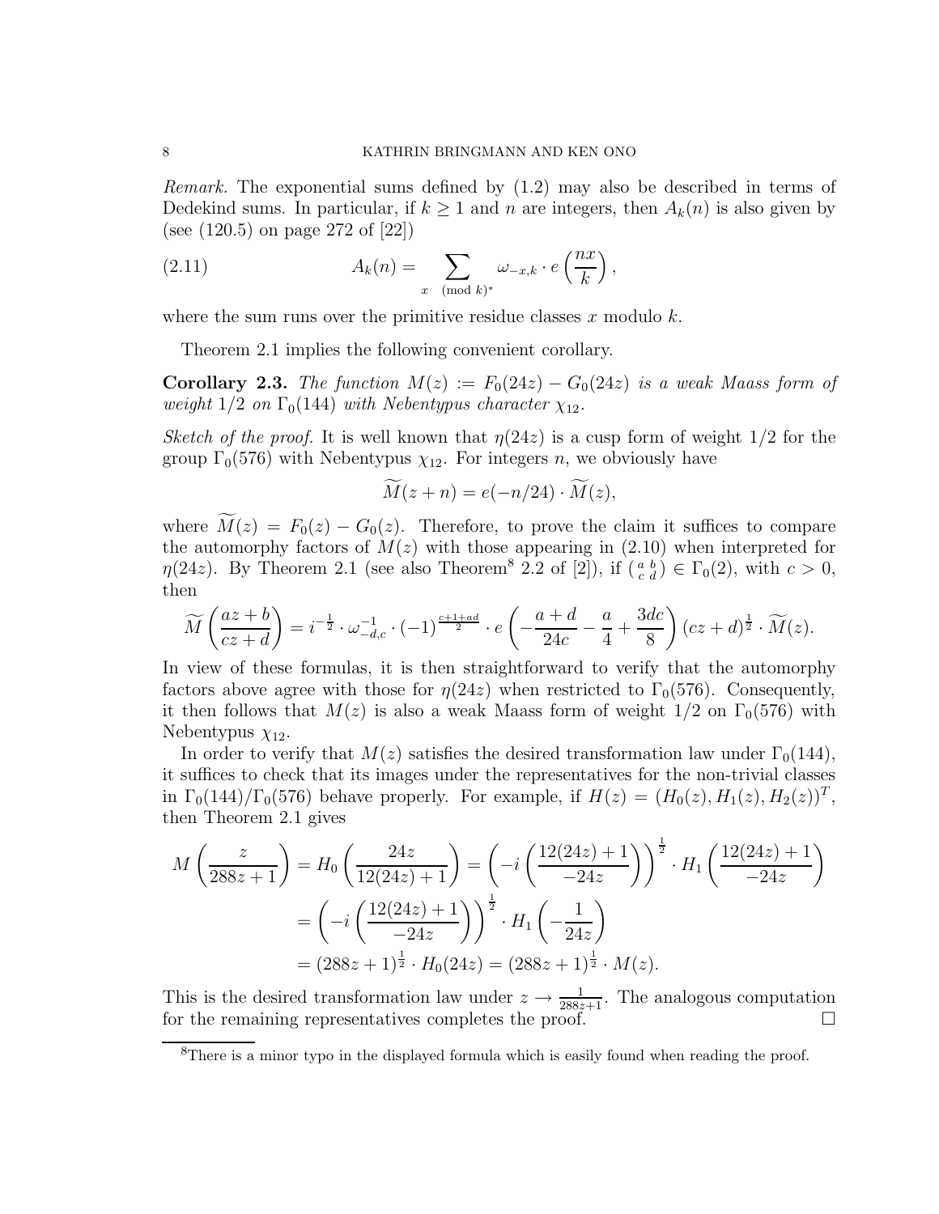*Remark.* The exponential sums defined by (1.2) may also be described in terms of Dedekind sums. In particular, if $k \geq 1$ and $n$ are integers, then $A_k(n)$ is also given by (see (120.5) on page 272 of [22])

$$A_k(n) = \sum_{x \pmod{k}^*} \omega_{-x,k} \cdot e\left(\frac{nx}{k}\right), \tag{2.11}$$

where the sum runs over the primitive residue classes $x$ modulo $k$.

Theorem 2.1 implies the following convenient corollary.

**Corollary 2.3.** *The function $M(z) := F_0(24z) - G_0(24z)$ is a weak Maass form of weight $1/2$ on $\Gamma_0(144)$ with Nebentypus character $\chi_{12}$.*

*Sketch of the proof.* It is well known that $\eta(24z)$ is a cusp form of weight $1/2$ for the group $\Gamma_0(576)$ with Nebentypus $\chi_{12}$. For integers $n$, we obviously have

$$\widetilde{M}(z+n) = e(-n/24) \cdot \widetilde{M}(z),$$

where $\widetilde{M}(z) = F_0(z) - G_0(z)$. Therefore, to prove the claim it suffices to compare the automorphy factors of $M(z)$ with those appearing in (2.10) when interpreted for $\eta(24z)$. By Theorem 2.1 (see also Theorem[8] 2.2 of [2]), if $\left(\begin{smallmatrix} a & b \\ c & d \end{smallmatrix}\right) \in \Gamma_0(2)$, with $c > 0$, then

$$\widetilde{M}\left(\frac{az+b}{cz+d}\right) = i^{-\frac{1}{2}} \cdot \omega_{-d,c}^{-1} \cdot (-1)^{\frac{c+1+ad}{2}} \cdot e\left(-\frac{a+d}{24c} - \frac{a}{4} + \frac{3dc}{8}\right)(cz+d)^{\frac{1}{2}} \cdot \widetilde{M}(z).$$

In view of these formulas, it is then straightforward to verify that the automorphy factors above agree with those for $\eta(24z)$ when restricted to $\Gamma_0(576)$. Consequently, it then follows that $M(z)$ is also a weak Maass form of weight $1/2$ on $\Gamma_0(576)$ with Nebentypus $\chi_{12}$.

In order to verify that $M(z)$ satisfies the desired transformation law under $\Gamma_0(144)$, it suffices to check that its images under the representatives for the non-trivial classes in $\Gamma_0(144)/\Gamma_0(576)$ behave properly. For example, if $H(z) = (H_0(z), H_1(z), H_2(z))^T$, then Theorem 2.1 gives

$$\begin{aligned}
M\left(\frac{z}{288z+1}\right) &= H_0\left(\frac{24z}{12(24z)+1}\right) = \left(-i\left(\frac{12(24z)+1}{-24z}\right)\right)^{\frac{1}{2}} \cdot H_1\left(\frac{12(24z)+1}{-24z}\right) \\
&= \left(-i\left(\frac{12(24z)+1}{-24z}\right)\right)^{\frac{1}{2}} \cdot H_1\left(-\frac{1}{24z}\right) \\
&= (288z+1)^{\frac{1}{2}} \cdot H_0(24z) = (288z+1)^{\frac{1}{2}} \cdot M(z).
\end{aligned}$$

This is the desired transformation law under $z \to \frac{1}{288z+1}$. The analogous computation for the remaining representatives completes the proof. $\square$

[8] There is a minor typo in the displayed formula which is easily found when reading the proof.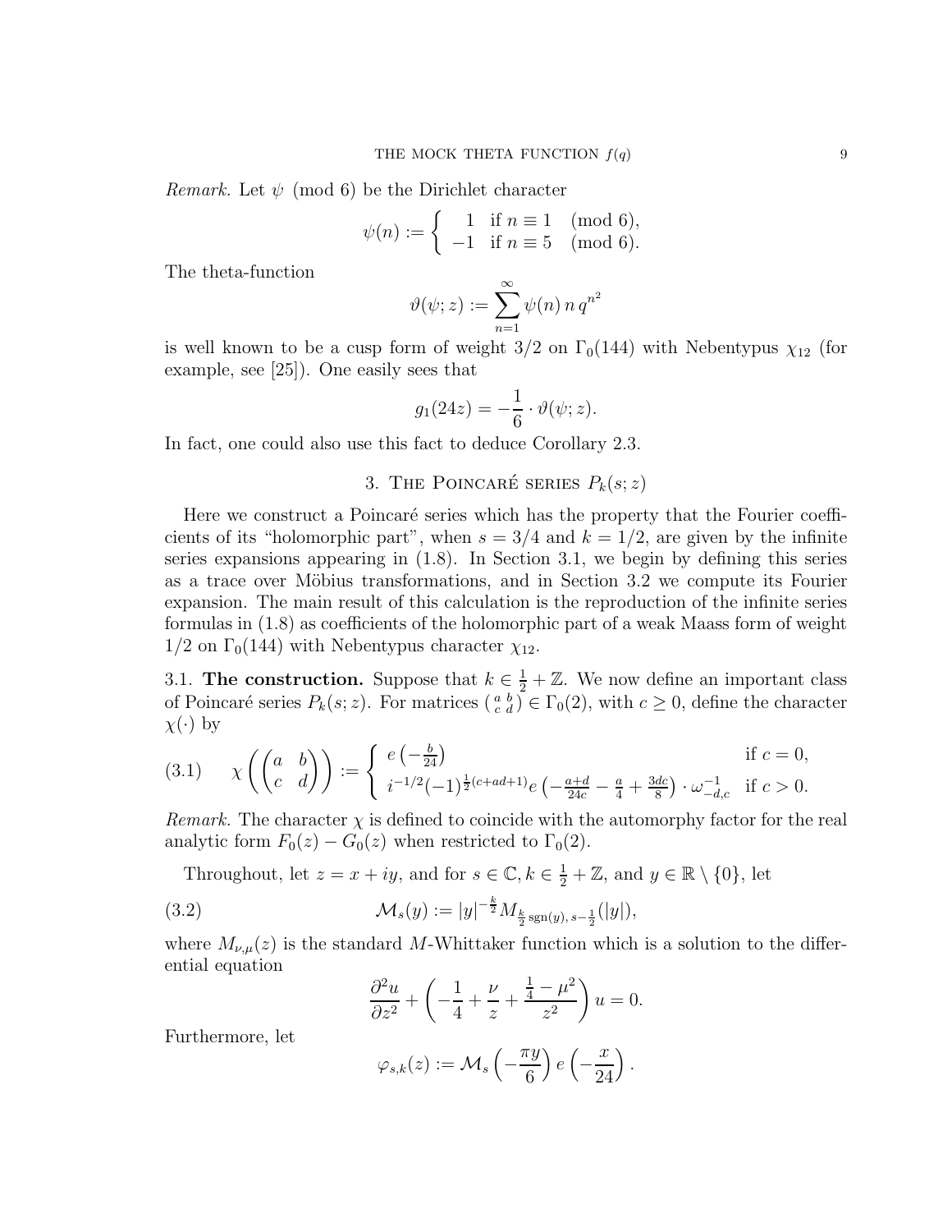*Remark.* Let $\psi \pmod 6$ be the Dirichlet character

$$\psi(n) := \begin{cases} 1 & \text{if } n \equiv 1 \pmod 6, \\ -1 & \text{if } n \equiv 5 \pmod 6. \end{cases}$$

The theta-function

$$\vartheta(\psi; z) := \sum_{n=1}^{\infty} \psi(n)\, n\, q^{n^2}$$

is well known to be a cusp form of weight $3/2$ on $\Gamma_0(144)$ with Nebentypus $\chi_{12}$ (for example, see [25]). One easily sees that

$$g_1(24z) = -\frac{1}{6} \cdot \vartheta(\psi; z).$$

In fact, one could also use this fact to deduce Corollary 2.3.

## 3. The Poincaré series $P_k(s; z)$

Here we construct a Poincaré series which has the property that the Fourier coefficients of its "holomorphic part", when $s = 3/4$ and $k = 1/2$, are given by the infinite series expansions appearing in (1.8). In Section 3.1, we begin by defining this series as a trace over Möbius transformations, and in Section 3.2 we compute its Fourier expansion. The main result of this calculation is the reproduction of the infinite series formulas in (1.8) as coefficients of the holomorphic part of a weak Maass form of weight $1/2$ on $\Gamma_0(144)$ with Nebentypus character $\chi_{12}$.

3.1. **The construction.** Suppose that $k \in \frac{1}{2} + \mathbb{Z}$. We now define an important class of Poincaré series $P_k(s; z)$. For matrices $\left(\begin{smallmatrix} a & b \\ c & d \end{smallmatrix}\right) \in \Gamma_0(2)$, with $c \geq 0$, define the character $\chi(\cdot)$ by

$$\chi\left(\begin{pmatrix} a & b \\ c & d \end{pmatrix}\right) := \begin{cases} e\left(-\frac{b}{24}\right) & \text{if } c = 0, \\ i^{-1/2}(-1)^{\frac{1}{2}(c+ad+1)} e\left(-\frac{a+d}{24c} - \frac{a}{4} + \frac{3dc}{8}\right) \cdot \omega_{-d,c}^{-1} & \text{if } c > 0. \end{cases} \tag{3.1}$$

*Remark.* The character $\chi$ is defined to coincide with the automorphy factor for the real analytic form $F_0(z) - G_0(z)$ when restricted to $\Gamma_0(2)$.

Throughout, let $z = x + iy$, and for $s \in \mathbb{C}, k \in \frac{1}{2} + \mathbb{Z}$, and $y \in \mathbb{R} \setminus \{0\}$, let

$$\mathcal{M}_s(y) := |y|^{-\frac{k}{2}} M_{\frac{k}{2}\operatorname{sgn}(y),\, s-\frac{1}{2}}(|y|), \tag{3.2}$$

where $M_{\nu,\mu}(z)$ is the standard $M$-Whittaker function which is a solution to the differential equation

$$\frac{\partial^2 u}{\partial z^2} + \left(-\frac{1}{4} + \frac{\nu}{z} + \frac{\frac{1}{4} - \mu^2}{z^2}\right) u = 0.$$

Furthermore, let

$$\varphi_{s,k}(z) := \mathcal{M}_s\left(-\frac{\pi y}{6}\right) e\left(-\frac{x}{24}\right).$$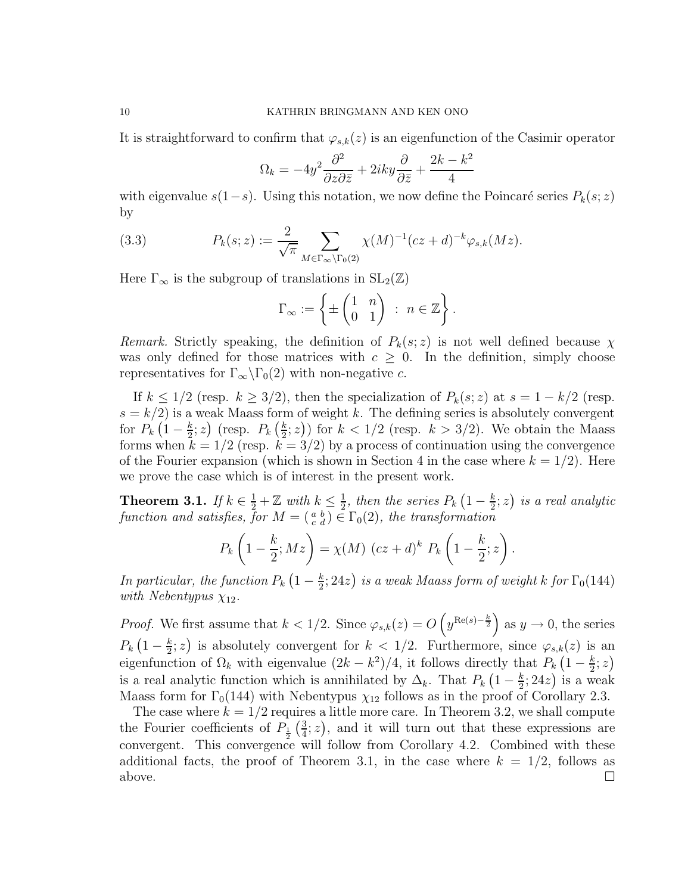It is straightforward to confirm that $\varphi_{s,k}(z)$ is an eigenfunction of the Casimir operator

$$\Omega_k = -4y^2 \frac{\partial^2}{\partial z \partial \bar{z}} + 2iky \frac{\partial}{\partial \bar{z}} + \frac{2k - k^2}{4}$$

with eigenvalue $s(1-s)$. Using this notation, we now define the Poincaré series $P_k(s;z)$ by

$$P_k(s;z) := \frac{2}{\sqrt{\pi}} \sum_{M \in \Gamma_\infty \backslash \Gamma_0(2)} \chi(M)^{-1} (cz+d)^{-k} \varphi_{s,k}(Mz). \tag{3.3}$$

Here $\Gamma_\infty$ is the subgroup of translations in $\mathrm{SL}_2(\mathbb{Z})$

$$\Gamma_\infty := \left\{ \pm \begin{pmatrix} 1 & n \\ 0 & 1 \end{pmatrix} \; : \; n \in \mathbb{Z} \right\}.$$

*Remark.* Strictly speaking, the definition of $P_k(s;z)$ is not well defined because $\chi$ was only defined for those matrices with $c \geq 0$. In the definition, simply choose representatives for $\Gamma_\infty \backslash \Gamma_0(2)$ with non-negative $c$.

If $k \leq 1/2$ (resp. $k \geq 3/2$), then the specialization of $P_k(s;z)$ at $s = 1 - k/2$ (resp. $s = k/2$) is a weak Maass form of weight $k$. The defining series is absolutely convergent for $P_k\left(1 - \frac{k}{2}; z\right)$ (resp. $P_k\left(\frac{k}{2}; z\right)$) for $k < 1/2$ (resp. $k > 3/2$). We obtain the Maass forms when $k = 1/2$ (resp. $k = 3/2$) by a process of continuation using the convergence of the Fourier expansion (which is shown in Section 4 in the case where $k = 1/2$). Here we prove the case which is of interest in the present work.

**Theorem 3.1.** *If $k \in \frac{1}{2} + \mathbb{Z}$ with $k \leq \frac{1}{2}$, then the series $P_k\left(1 - \frac{k}{2}; z\right)$ is a real analytic function and satisfies, for $M = \left(\begin{smallmatrix} a & b \\ c & d \end{smallmatrix}\right) \in \Gamma_0(2)$, the transformation*

$$P_k\left(1 - \frac{k}{2}; Mz\right) = \chi(M) \; (cz+d)^k \; P_k\left(1 - \frac{k}{2}; z\right).$$

*In particular, the function $P_k\left(1 - \frac{k}{2}; 24z\right)$ is a weak Maass form of weight $k$ for $\Gamma_0(144)$ with Nebentypus $\chi_{12}$.*

*Proof.* We first assume that $k < 1/2$. Since $\varphi_{s,k}(z) = O\left(y^{\mathrm{Re}(s) - \frac{k}{2}}\right)$ as $y \to 0$, the series $P_k\left(1 - \frac{k}{2}; z\right)$ is absolutely convergent for $k < 1/2$. Furthermore, since $\varphi_{s,k}(z)$ is an eigenfunction of $\Omega_k$ with eigenvalue $(2k - k^2)/4$, it follows directly that $P_k\left(1 - \frac{k}{2}; z\right)$ is a real analytic function which is annihilated by $\Delta_k$. That $P_k\left(1 - \frac{k}{2}; 24z\right)$ is a weak Maass form for $\Gamma_0(144)$ with Nebentypus $\chi_{12}$ follows as in the proof of Corollary 2.3.

The case where $k = 1/2$ requires a little more care. In Theorem 3.2, we shall compute the Fourier coefficients of $P_{\frac{1}{2}}\left(\frac{3}{4}; z\right)$, and it will turn out that these expressions are convergent. This convergence will follow from Corollary 4.2. Combined with these additional facts, the proof of Theorem 3.1, in the case where $k = 1/2$, follows as above. $\square$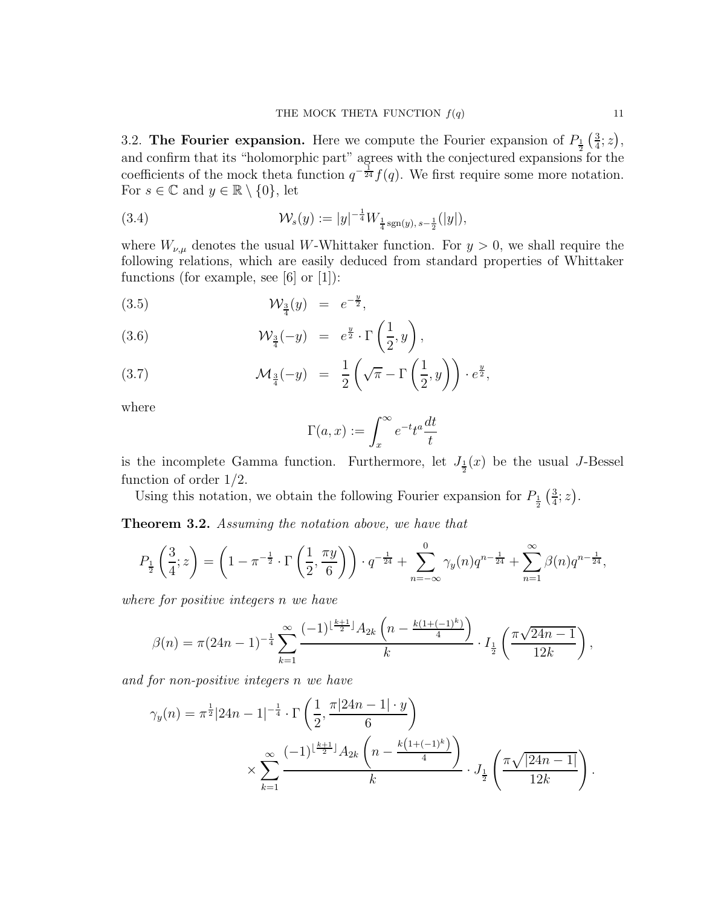3.2. **The Fourier expansion.** Here we compute the Fourier expansion of $P_{\frac{1}{2}}\left(\frac{3}{4};z\right)$, and confirm that its "holomorphic part" agrees with the conjectured expansions for the coefficients of the mock theta function $q^{-\frac{1}{24}}f(q)$. We first require some more notation. For $s \in \mathbb{C}$ and $y \in \mathbb{R} \setminus \{0\}$, let

$$\mathcal{W}_s(y) := |y|^{-\frac{1}{4}} W_{\frac{1}{4}\operatorname{sgn}(y),\, s-\frac{1}{2}}(|y|), \tag{3.4}$$

where $W_{\nu,\mu}$ denotes the usual $W$-Whittaker function. For $y > 0$, we shall require the following relations, which are easily deduced from standard properties of Whittaker functions (for example, see [6] or [1]):

$$\mathcal{W}_{\frac{3}{4}}(y) = e^{-\frac{y}{2}}, \tag{3.5}$$

$$\mathcal{W}_{\frac{3}{4}}(-y) = e^{\frac{y}{2}} \cdot \Gamma\left(\frac{1}{2}, y\right), \tag{3.6}$$

$$\mathcal{M}_{\frac{3}{4}}(-y) = \frac{1}{2}\left(\sqrt{\pi} - \Gamma\left(\frac{1}{2}, y\right)\right) \cdot e^{\frac{y}{2}}, \tag{3.7}$$

where

$$\Gamma(a,x) := \int_x^\infty e^{-t} t^a \frac{dt}{t}$$

is the incomplete Gamma function. Furthermore, let $J_{\frac{1}{2}}(x)$ be the usual $J$-Bessel function of order $1/2$.

Using this notation, we obtain the following Fourier expansion for $P_{\frac{1}{2}}\left(\frac{3}{4};z\right)$.

**Theorem 3.2.** *Assuming the notation above, we have that*

$$P_{\frac{1}{2}}\left(\frac{3}{4};z\right) = \left(1 - \pi^{-\frac{1}{2}} \cdot \Gamma\left(\frac{1}{2}, \frac{\pi y}{6}\right)\right) \cdot q^{-\frac{1}{24}} + \sum_{n=-\infty}^{0} \gamma_y(n) q^{n-\frac{1}{24}} + \sum_{n=1}^{\infty} \beta(n) q^{n-\frac{1}{24}},$$

*where for positive integers $n$ we have*

$$\beta(n) = \pi(24n-1)^{-\frac{1}{4}} \sum_{k=1}^{\infty} \frac{(-1)^{\lfloor \frac{k+1}{2} \rfloor} A_{2k}\left(n - \frac{k(1+(-1)^k)}{4}\right)}{k} \cdot I_{\frac{1}{2}}\left(\frac{\pi\sqrt{24n-1}}{12k}\right),$$

*and for non-positive integers $n$ we have*

$$\gamma_y(n) = \pi^{\frac{1}{2}} |24n-1|^{-\frac{1}{4}} \cdot \Gamma\left(\frac{1}{2}, \frac{\pi|24n-1| \cdot y}{6}\right) \times \sum_{k=1}^{\infty} \frac{(-1)^{\lfloor \frac{k+1}{2} \rfloor} A_{2k}\left(n - \frac{k\left(1+(-1)^k\right)}{4}\right)}{k} \cdot J_{\frac{1}{2}}\left(\frac{\pi\sqrt{|24n-1|}}{12k}\right).$$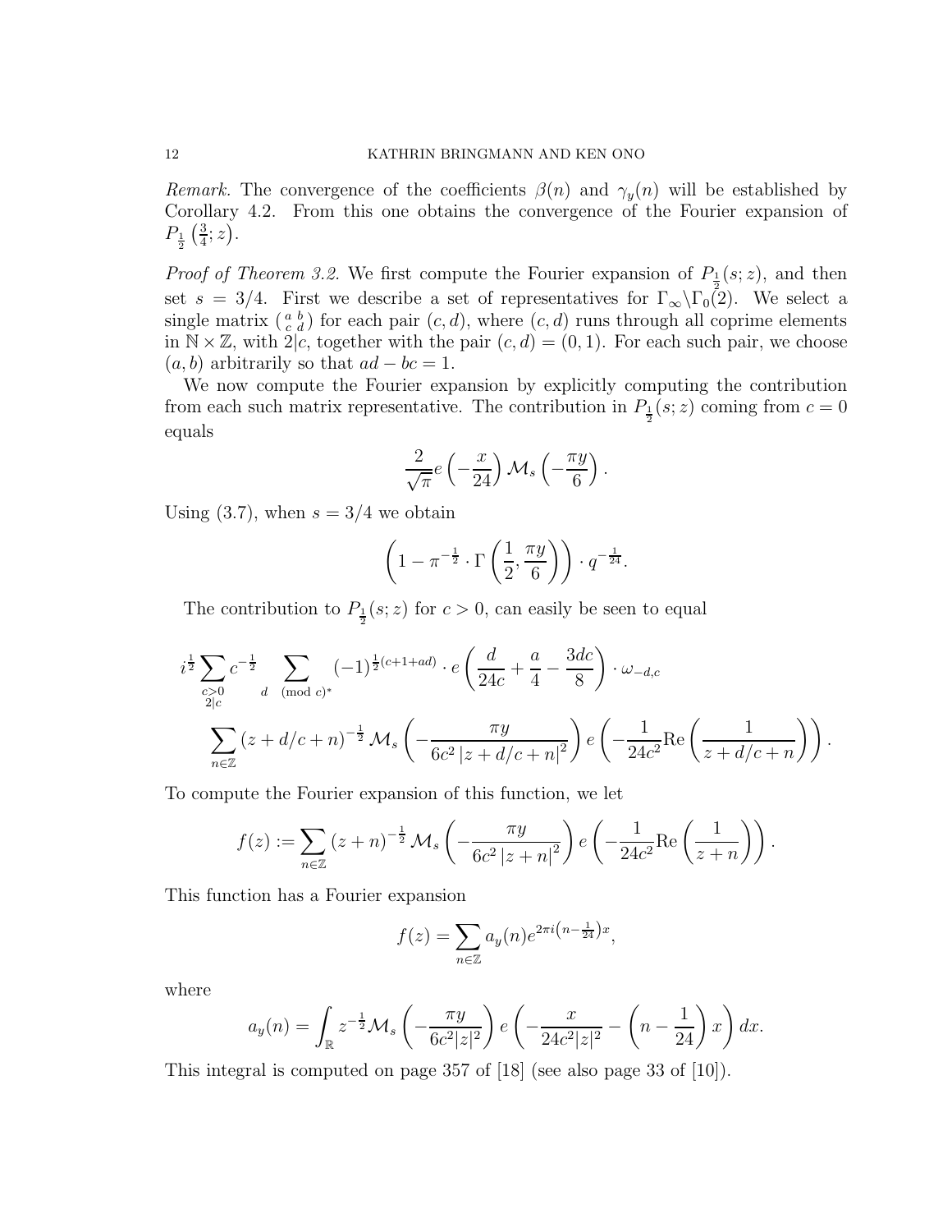*Remark.* The convergence of the coefficients $\beta(n)$ and $\gamma_y(n)$ will be established by Corollary 4.2. From this one obtains the convergence of the Fourier expansion of $P_{\frac{1}{2}}\left(\frac{3}{4}; z\right)$.

*Proof of Theorem 3.2.* We first compute the Fourier expansion of $P_{\frac{1}{2}}(s; z)$, and then set $s = 3/4$. First we describe a set of representatives for $\Gamma_\infty \backslash \Gamma_0(2)$. We select a single matrix $\left(\begin{smallmatrix} a & b \\ c & d \end{smallmatrix}\right)$ for each pair $(c, d)$, where $(c, d)$ runs through all coprime elements in $\mathbb{N} \times \mathbb{Z}$, with $2|c$, together with the pair $(c, d) = (0, 1)$. For each such pair, we choose $(a, b)$ arbitrarily so that $ad - bc = 1$.

We now compute the Fourier expansion by explicitly computing the contribution from each such matrix representative. The contribution in $P_{\frac{1}{2}}(s; z)$ coming from $c = 0$ equals

$$\frac{2}{\sqrt{\pi}} e\left(-\frac{x}{24}\right) \mathcal{M}_s\left(-\frac{\pi y}{6}\right).$$

Using (3.7), when $s = 3/4$ we obtain

$$\left(1 - \pi^{-\frac{1}{2}} \cdot \Gamma\left(\frac{1}{2}, \frac{\pi y}{6}\right)\right) \cdot q^{-\frac{1}{24}}.$$

The contribution to $P_{\frac{1}{2}}(s; z)$ for $c > 0$, can easily be seen to equal

$$i^{\frac{1}{2}} \sum_{\substack{c>0 \\ 2|c}} c^{-\frac{1}{2}} \sum_{d \pmod{c}^*} (-1)^{\frac{1}{2}(c+1+ad)} \cdot e\left(\frac{d}{24c} + \frac{a}{4} - \frac{3dc}{8}\right) \cdot \omega_{-d,c}$$
$$\sum_{n \in \mathbb{Z}} (z + d/c + n)^{-\frac{1}{2}} \mathcal{M}_s\left(-\frac{\pi y}{6c^2 |z + d/c + n|^2}\right) e\left(-\frac{1}{24c^2} \mathrm{Re}\left(\frac{1}{z + d/c + n}\right)\right).$$

To compute the Fourier expansion of this function, we let

$$f(z) := \sum_{n \in \mathbb{Z}} (z + n)^{-\frac{1}{2}} \mathcal{M}_s\left(-\frac{\pi y}{6c^2 |z + n|^2}\right) e\left(-\frac{1}{24c^2} \mathrm{Re}\left(\frac{1}{z + n}\right)\right).$$

This function has a Fourier expansion

$$f(z) = \sum_{n \in \mathbb{Z}} a_y(n) e^{2\pi i \left(n - \frac{1}{24}\right) x},$$

where

$$a_y(n) = \int_{\mathbb{R}} z^{-\frac{1}{2}} \mathcal{M}_s\left(-\frac{\pi y}{6c^2 |z|^2}\right) e\left(-\frac{x}{24c^2 |z|^2} - \left(n - \frac{1}{24}\right) x\right) dx.$$

This integral is computed on page 357 of [18] (see also page 33 of [10]).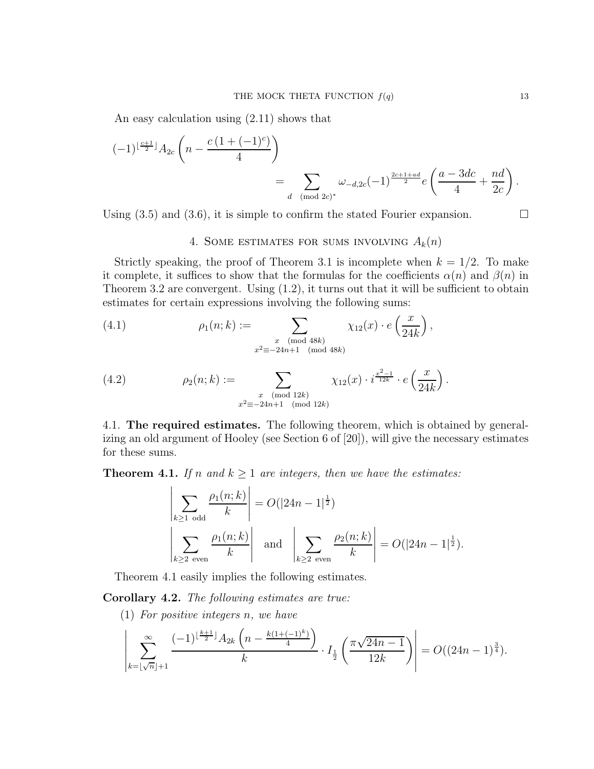An easy calculation using (2.11) shows that

$$(-1)^{\lfloor \frac{c+1}{2} \rfloor} A_{2c}\left(n - \frac{c\,(1+(-1)^c)}{4}\right) = \sum_{d \pmod{2c}^*} \omega_{-d,2c} (-1)^{\frac{2c+1+ad}{2}} e\left(\frac{a-3dc}{4} + \frac{nd}{2c}\right).$$

Using (3.5) and (3.6), it is simple to confirm the stated Fourier expansion. □

## 4. Some estimates for sums involving $A_k(n)$

Strictly speaking, the proof of Theorem 3.1 is incomplete when $k = 1/2$. To make it complete, it suffices to show that the formulas for the coefficients $\alpha(n)$ and $\beta(n)$ in Theorem 3.2 are convergent. Using (1.2), it turns out that it will be sufficient to obtain estimates for certain expressions involving the following sums:

$$\rho_1(n;k) := \sum_{\substack{x \pmod{48k} \\ x^2 \equiv -24n+1 \pmod{48k}}} \chi_{12}(x) \cdot e\left(\frac{x}{24k}\right), \tag{4.1}$$

$$\rho_2(n;k) := \sum_{\substack{x \pmod{12k} \\ x^2 \equiv -24n+1 \pmod{12k}}} \chi_{12}(x) \cdot i^{\frac{x^2-1}{12k}} \cdot e\left(\frac{x}{24k}\right). \tag{4.2}$$

### 4.1. **The required estimates.**

The following theorem, which is obtained by generalizing an old argument of Hooley (see Section 6 of [20]), will give the necessary estimates for these sums.

**Theorem 4.1.** *If $n$ and $k \geq 1$ are integers, then we have the estimates:*

$$\left| \sum_{k \geq 1 \text{ odd}} \frac{\rho_1(n;k)}{k} \right| = O(|24n-1|^{\frac{1}{2}})$$

$$\left| \sum_{k \geq 2 \text{ even}} \frac{\rho_1(n;k)}{k} \right| \quad \text{and} \quad \left| \sum_{k \geq 2 \text{ even}} \frac{\rho_2(n;k)}{k} \right| = O(|24n-1|^{\frac{1}{2}}).$$

Theorem 4.1 easily implies the following estimates.

**Corollary 4.2.** *The following estimates are true:*

(1) *For positive integers $n$, we have*

$$\left| \sum_{k=\lfloor \sqrt{n} \rfloor + 1}^{\infty} \frac{(-1)^{\lfloor \frac{k+1}{2} \rfloor} A_{2k}\left(n - \frac{k(1+(-1)^k)}{4}\right)}{k} \cdot I_{\frac{1}{2}}\left(\frac{\pi\sqrt{24n-1}}{12k}\right) \right| = O((24n-1)^{\frac{3}{4}}).$$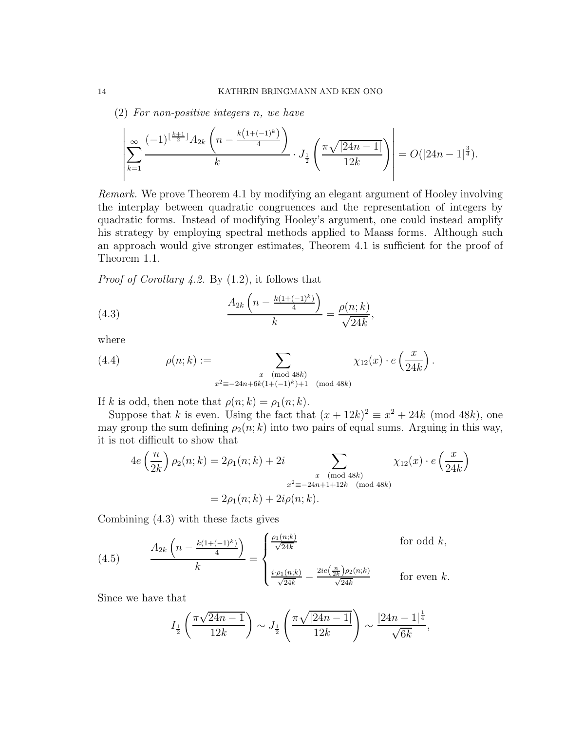(2) *For non-positive integers $n$, we have*

$$\left|\sum_{k=1}^{\infty} \frac{(-1)^{\lfloor \frac{k+1}{2} \rfloor} A_{2k}\left(n - \frac{k\left(1+(-1)^k\right)}{4}\right)}{k} \cdot J_{\frac{1}{2}}\left(\frac{\pi\sqrt{|24n-1|}}{12k}\right)\right| = O(|24n-1|^{\frac{3}{4}}).$$

*Remark.* We prove Theorem 4.1 by modifying an elegant argument of Hooley involving the interplay between quadratic congruences and the representation of integers by quadratic forms. Instead of modifying Hooley's argument, one could instead amplify his strategy by employing spectral methods applied to Maass forms. Although such an approach would give stronger estimates, Theorem 4.1 is sufficient for the proof of Theorem 1.1.

*Proof of Corollary 4.2.* By (1.2), it follows that

$$\frac{A_{2k}\left(n - \frac{k(1+(-1)^k)}{4}\right)}{k} = \frac{\rho(n;k)}{\sqrt{24k}}, \tag{4.3}$$

where

$$\rho(n;k) := \sum_{\substack{x \pmod{48k} \\ x^2 \equiv -24n+6k(1+(-1)^k)+1 \pmod{48k}}} \chi_{12}(x) \cdot e\left(\frac{x}{24k}\right). \tag{4.4}$$

If $k$ is odd, then note that $\rho(n;k) = \rho_1(n;k)$.

Suppose that $k$ is even. Using the fact that $(x+12k)^2 \equiv x^2 + 24k \pmod{48k}$, one may group the sum defining $\rho_2(n;k)$ into two pairs of equal sums. Arguing in this way, it is not difficult to show that

$$\begin{aligned}
4e\left(\frac{n}{2k}\right)\rho_2(n;k) &= 2\rho_1(n;k) + 2i \sum_{\substack{x \pmod{48k} \\ x^2 \equiv -24n+1+12k \pmod{48k}}} \chi_{12}(x) \cdot e\left(\frac{x}{24k}\right) \\
&= 2\rho_1(n;k) + 2i\rho(n;k).
\end{aligned}$$

Combining (4.3) with these facts gives

$$\frac{A_{2k}\left(n - \frac{k(1+(-1)^k)}{4}\right)}{k} = \begin{cases} \frac{\rho_1(n;k)}{\sqrt{24k}} & \text{for odd } k, \\[2ex] \frac{i\cdot\rho_1(n;k)}{\sqrt{24k}} - \frac{2ie\left(\frac{n}{2k}\right)\rho_2(n;k)}{\sqrt{24k}} & \text{for even } k. \end{cases} \tag{4.5}$$

Since we have that

$$I_{\frac{1}{2}}\left(\frac{\pi\sqrt{24n-1}}{12k}\right) \sim J_{\frac{1}{2}}\left(\frac{\pi\sqrt{|24n-1|}}{12k}\right) \sim \frac{|24n-1|^{\frac{1}{4}}}{\sqrt{6k}},$$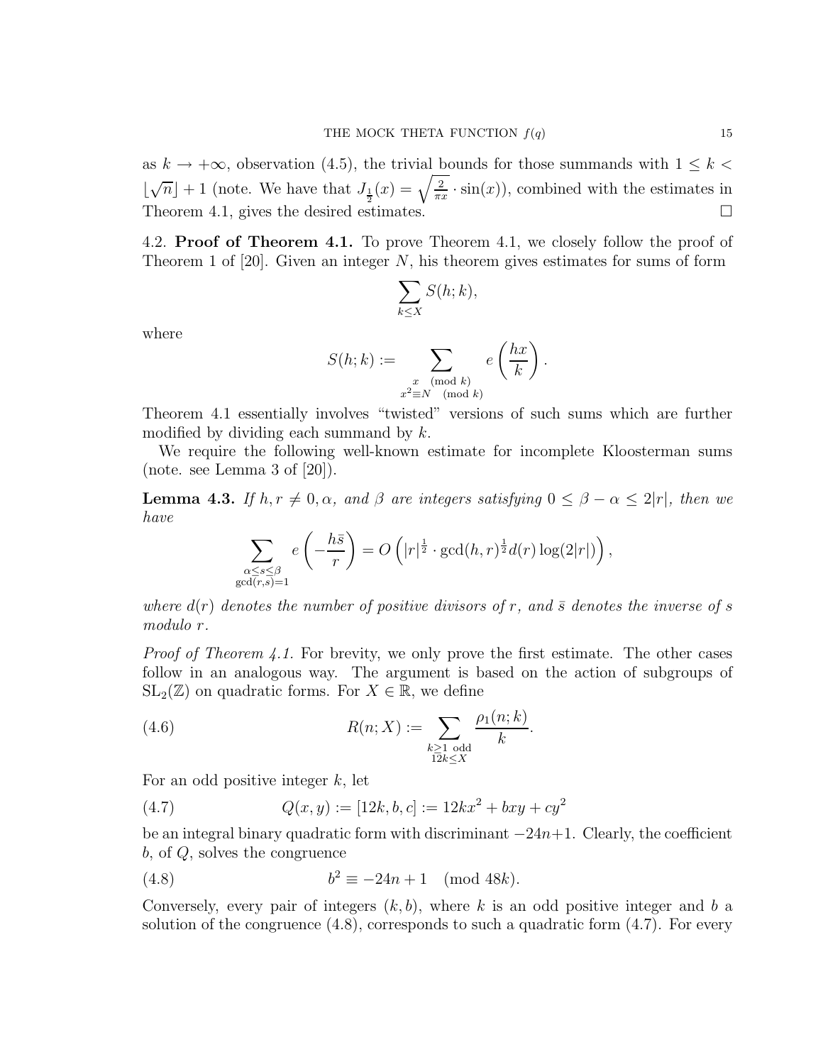as $k \to +\infty$, observation (4.5), the trivial bounds for those summands with $1 \leq k < \lfloor \sqrt{n} \rfloor + 1$ (note. We have that $J_{\frac{1}{2}}(x) = \sqrt{\frac{2}{\pi x}} \cdot \sin(x)$), combined with the estimates in Theorem 4.1, gives the desired estimates. □

4.2. **Proof of Theorem 4.1.** To prove Theorem 4.1, we closely follow the proof of Theorem 1 of [20]. Given an integer $N$, his theorem gives estimates for sums of form

$$\sum_{k \leq X} S(h;k),$$

where

$$S(h;k) := \sum_{\substack{x \pmod{k} \\ x^2 \equiv N \pmod{k}}} e\left(\frac{hx}{k}\right).$$

Theorem 4.1 essentially involves "twisted" versions of such sums which are further modified by dividing each summand by $k$.

We require the following well-known estimate for incomplete Kloosterman sums (note. see Lemma 3 of [20]).

**Lemma 4.3.** *If $h, r \neq 0, \alpha$, and $\beta$ are integers satisfying $0 \leq \beta - \alpha \leq 2|r|$, then we have*

$$\sum_{\substack{\alpha \leq s \leq \beta \\ \gcd(r,s)=1}} e\left(-\frac{h\bar{s}}{r}\right) = O\left(|r|^{\frac{1}{2}} \cdot \gcd(h,r)^{\frac{1}{2}} d(r) \log(2|r|)\right),$$

*where $d(r)$ denotes the number of positive divisors of $r$, and $\bar{s}$ denotes the inverse of $s$ modulo $r$.*

*Proof of Theorem 4.1.* For brevity, we only prove the first estimate. The other cases follow in an analogous way. The argument is based on the action of subgroups of $\mathrm{SL}_2(\mathbb{Z})$ on quadratic forms. For $X \in \mathbb{R}$, we define

$$R(n;X) := \sum_{\substack{k \geq 1 \text{ odd} \\ 12k \leq X}} \frac{\rho_1(n;k)}{k}. \tag{4.6}$$

For an odd positive integer $k$, let

$$Q(x,y) := [12k, b, c] := 12kx^2 + bxy + cy^2 \tag{4.7}$$

be an integral binary quadratic form with discriminant $-24n+1$. Clearly, the coefficient $b$, of $Q$, solves the congruence

$$b^2 \equiv -24n + 1 \pmod{48k}. \tag{4.8}$$

Conversely, every pair of integers $(k, b)$, where $k$ is an odd positive integer and $b$ a solution of the congruence (4.8), corresponds to such a quadratic form (4.7). For every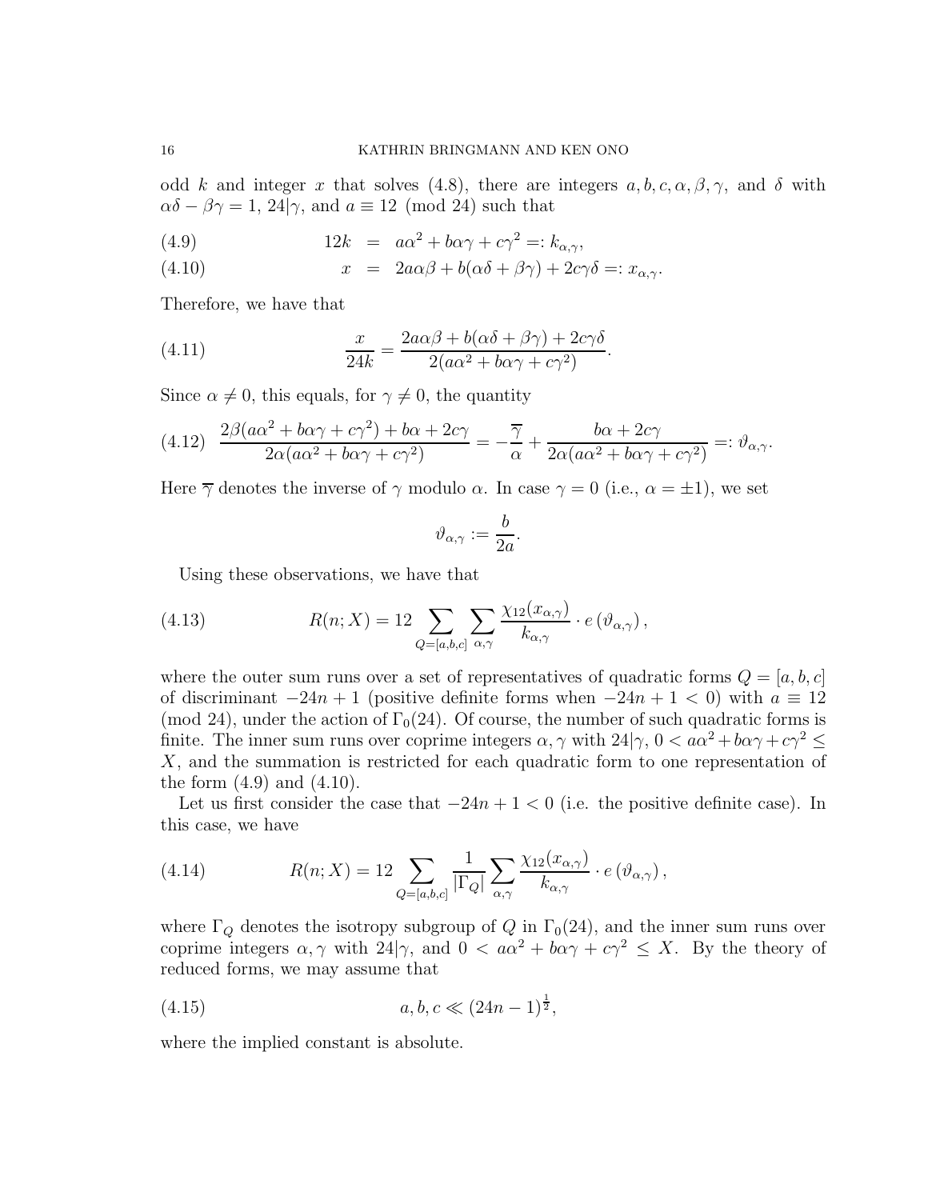odd $k$ and integer $x$ that solves (4.8), there are integers $a, b, c, \alpha, \beta, \gamma$, and $\delta$ with $\alpha\delta - \beta\gamma = 1$, $24|\gamma$, and $a \equiv 12 \pmod{24}$ such that

$$
\begin{aligned}
(4.9) \qquad 12k &= a\alpha^2 + b\alpha\gamma + c\gamma^2 =: k_{\alpha,\gamma}, \\
(4.10) \qquad x &= 2a\alpha\beta + b(\alpha\delta + \beta\gamma) + 2c\gamma\delta =: x_{\alpha,\gamma}.
\end{aligned}
$$

Therefore, we have that

$$
(4.11) \qquad \frac{x}{24k} = \frac{2a\alpha\beta + b(\alpha\delta + \beta\gamma) + 2c\gamma\delta}{2(a\alpha^2 + b\alpha\gamma + c\gamma^2)}.
$$

Since $\alpha \neq 0$, this equals, for $\gamma \neq 0$, the quantity

$$
(4.12) \quad \frac{2\beta(a\alpha^2 + b\alpha\gamma + c\gamma^2) + b\alpha + 2c\gamma}{2\alpha(a\alpha^2 + b\alpha\gamma + c\gamma^2)} = -\frac{\overline{\gamma}}{\alpha} + \frac{b\alpha + 2c\gamma}{2\alpha(a\alpha^2 + b\alpha\gamma + c\gamma^2)} =: \vartheta_{\alpha,\gamma}.
$$

Here $\overline{\gamma}$ denotes the inverse of $\gamma$ modulo $\alpha$. In case $\gamma = 0$ (i.e., $\alpha = \pm 1$), we set

$$
\vartheta_{\alpha,\gamma} := \frac{b}{2a}.
$$

Using these observations, we have that

$$
(4.13) \qquad R(n; X) = 12 \sum_{Q=[a,b,c]} \sum_{\alpha,\gamma} \frac{\chi_{12}(x_{\alpha,\gamma})}{k_{\alpha,\gamma}} \cdot e\left(\vartheta_{\alpha,\gamma}\right),
$$

where the outer sum runs over a set of representatives of quadratic forms $Q = [a, b, c]$ of discriminant $-24n + 1$ (positive definite forms when $-24n + 1 < 0$) with $a \equiv 12 \pmod{24}$, under the action of $\Gamma_0(24)$. Of course, the number of such quadratic forms is finite. The inner sum runs over coprime integers $\alpha, \gamma$ with $24|\gamma$, $0 < a\alpha^2 + b\alpha\gamma + c\gamma^2 \leq X$, and the summation is restricted for each quadratic form to one representation of the form (4.9) and (4.10).

Let us first consider the case that $-24n + 1 < 0$ (i.e. the positive definite case). In this case, we have

$$
(4.14) \qquad R(n; X) = 12 \sum_{Q=[a,b,c]} \frac{1}{|\Gamma_Q|} \sum_{\alpha,\gamma} \frac{\chi_{12}(x_{\alpha,\gamma})}{k_{\alpha,\gamma}} \cdot e\left(\vartheta_{\alpha,\gamma}\right),
$$

where $\Gamma_Q$ denotes the isotropy subgroup of $Q$ in $\Gamma_0(24)$, and the inner sum runs over coprime integers $\alpha, \gamma$ with $24|\gamma$, and $0 < a\alpha^2 + b\alpha\gamma + c\gamma^2 \leq X$. By the theory of reduced forms, we may assume that

$$
(4.15) \qquad a, b, c \ll (24n - 1)^{\frac{1}{2}},
$$

where the implied constant is absolute.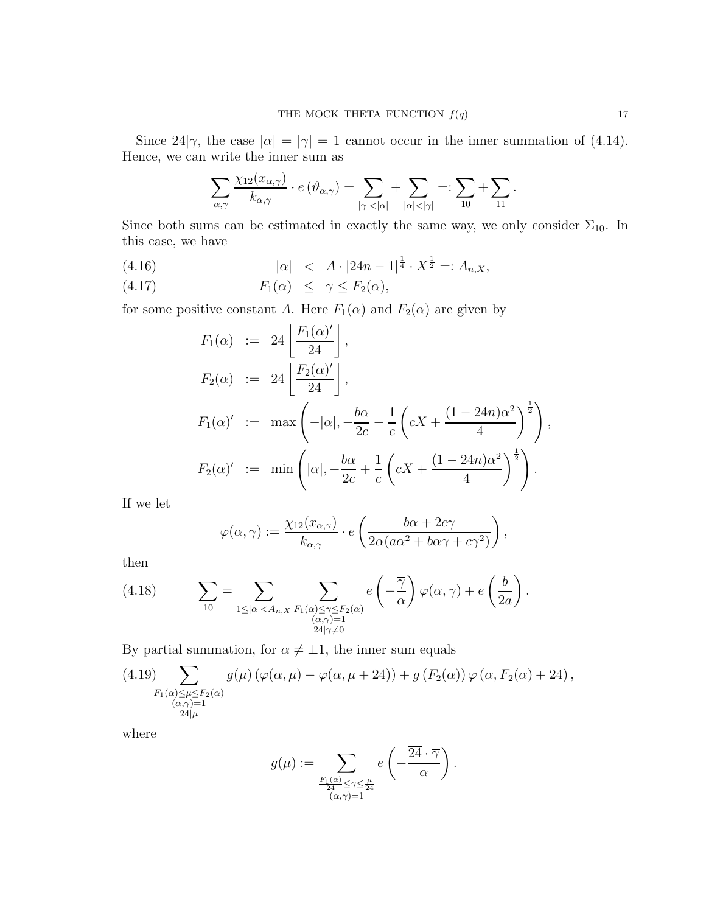Since $24|\gamma$, the case $|\alpha| = |\gamma| = 1$ cannot occur in the inner summation of (4.14). Hence, we can write the inner sum as

$$\sum_{\alpha,\gamma} \frac{\chi_{12}(x_{\alpha,\gamma})}{k_{\alpha,\gamma}} \cdot e\left(\vartheta_{\alpha,\gamma}\right) = \sum_{|\gamma|<|\alpha|} + \sum_{|\alpha|<|\gamma|} =: \sum_{10} + \sum_{11}.$$

Since both sums can be estimated in exactly the same way, we only consider $\Sigma_{10}$. In this case, we have

$$|\alpha| \quad < \quad A \cdot |24n-1|^{\frac{1}{4}} \cdot X^{\frac{1}{2}} =: A_{n,X}, \tag{4.16}$$

$$F_1(\alpha) \quad \leq \quad \gamma \leq F_2(\alpha), \tag{4.17}$$

for some positive constant $A$. Here $F_1(\alpha)$ and $F_2(\alpha)$ are given by

$$\begin{aligned}
F_1(\alpha) &:= 24\left\lfloor \frac{F_1(\alpha)'}{24} \right\rfloor, \\
F_2(\alpha) &:= 24\left\lfloor \frac{F_2(\alpha)'}{24} \right\rfloor, \\
F_1(\alpha)' &:= \max\left(-|\alpha|, -\frac{b\alpha}{2c} - \frac{1}{c}\left(cX + \frac{(1-24n)\alpha^2}{4}\right)^{\frac{1}{2}}\right), \\
F_2(\alpha)' &:= \min\left(|\alpha|, -\frac{b\alpha}{2c} + \frac{1}{c}\left(cX + \frac{(1-24n)\alpha^2}{4}\right)^{\frac{1}{2}}\right).
\end{aligned}$$

If we let

$$\varphi(\alpha,\gamma) := \frac{\chi_{12}(x_{\alpha,\gamma})}{k_{\alpha,\gamma}} \cdot e\left(\frac{b\alpha + 2c\gamma}{2\alpha(a\alpha^2 + b\alpha\gamma + c\gamma^2)}\right),$$

then

$$\sum_{10} = \sum_{1 \leq |\alpha| < A_{n,X}} \sum_{\substack{F_1(\alpha) \leq \gamma \leq F_2(\alpha) \\ (\alpha,\gamma)=1 \\ 24|\gamma \neq 0}} e\left(-\frac{\overline{\gamma}}{\alpha}\right)\varphi(\alpha,\gamma) + e\left(\frac{b}{2a}\right). \tag{4.18}$$

By partial summation, for $\alpha \neq \pm 1$, the inner sum equals

$$\sum_{\substack{F_1(\alpha) \leq \mu \leq F_2(\alpha) \\ (\alpha,\gamma)=1 \\ 24|\mu}} g(\mu)\left(\varphi(\alpha,\mu) - \varphi(\alpha,\mu+24)\right) + g\left(F_2(\alpha)\right)\varphi\left(\alpha, F_2(\alpha)+24\right), \tag{4.19}$$

where

$$g(\mu) := \sum_{\substack{\frac{F_1(\alpha)}{24} \leq \gamma \leq \frac{\mu}{24} \\ (\alpha,\gamma)=1}} e\left(-\frac{\overline{24} \cdot \overline{\gamma}}{\alpha}\right).$$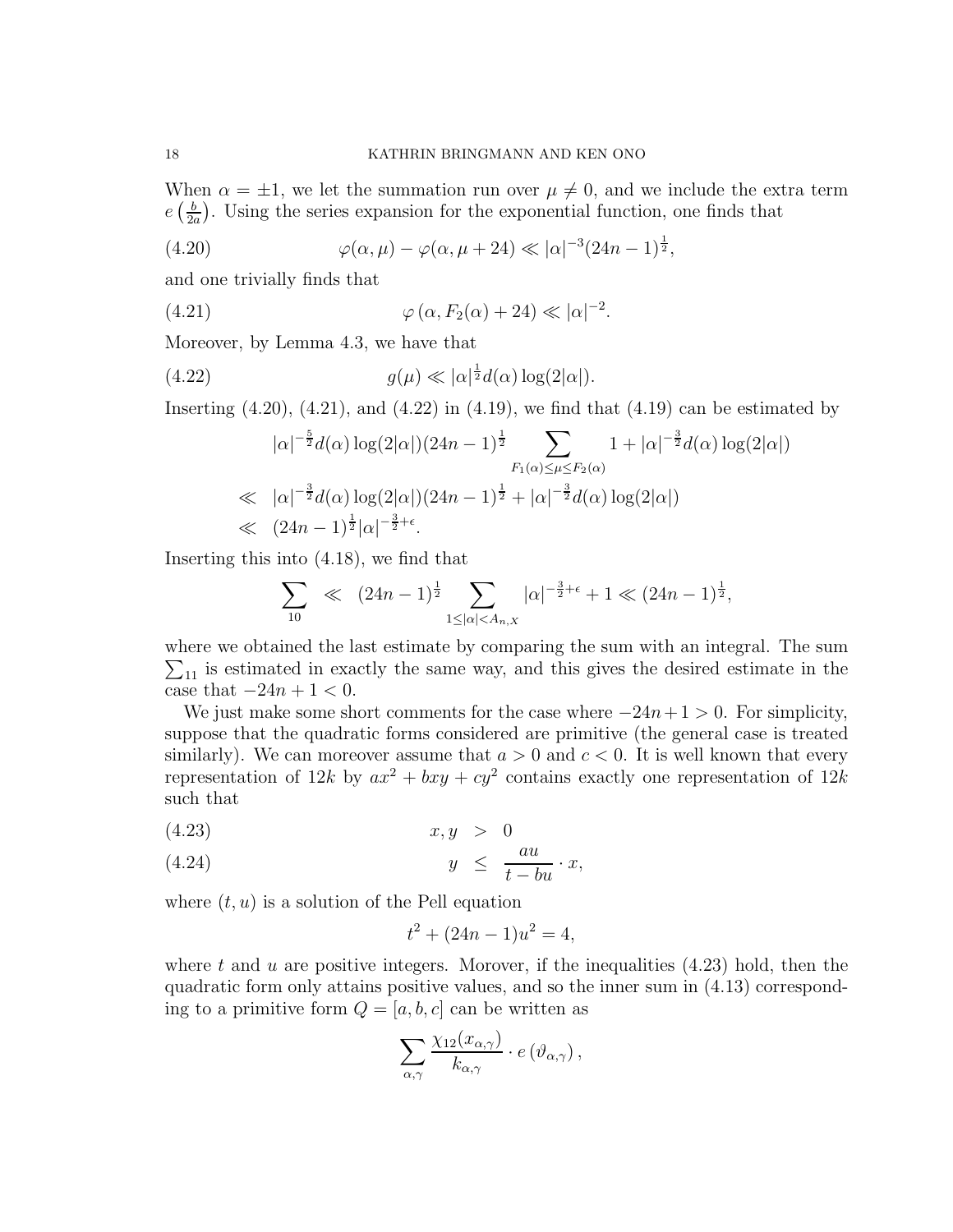When $\alpha = \pm 1$, we let the summation run over $\mu \neq 0$, and we include the extra term $e\left(\frac{b}{2a}\right)$. Using the series expansion for the exponential function, one finds that

$$\varphi(\alpha, \mu) - \varphi(\alpha, \mu + 24) \ll |\alpha|^{-3}(24n-1)^{\frac{1}{2}}, \tag{4.20}$$

and one trivially finds that

$$\varphi\left(\alpha, F_2(\alpha) + 24\right) \ll |\alpha|^{-2}. \tag{4.21}$$

Moreover, by Lemma 4.3, we have that

$$g(\mu) \ll |\alpha|^{\frac{1}{2}} d(\alpha) \log(2|\alpha|). \tag{4.22}$$

Inserting (4.20), (4.21), and (4.22) in (4.19), we find that (4.19) can be estimated by

$$\begin{aligned}
& |\alpha|^{-\frac{5}{2}} d(\alpha) \log(2|\alpha|)(24n-1)^{\frac{1}{2}} \sum_{F_1(\alpha) \leq \mu \leq F_2(\alpha)} 1 + |\alpha|^{-\frac{3}{2}} d(\alpha) \log(2|\alpha|) \\
\ll \;\; & |\alpha|^{-\frac{3}{2}} d(\alpha) \log(2|\alpha|)(24n-1)^{\frac{1}{2}} + |\alpha|^{-\frac{3}{2}} d(\alpha) \log(2|\alpha|) \\
\ll \;\; & (24n-1)^{\frac{1}{2}} |\alpha|^{-\frac{3}{2}+\epsilon}.
\end{aligned}$$

Inserting this into (4.18), we find that

$$\sum_{10} \ll (24n-1)^{\frac{1}{2}} \sum_{1 \leq |\alpha| < A_{n,X}} |\alpha|^{-\frac{3}{2}+\epsilon} + 1 \ll (24n-1)^{\frac{1}{2}},$$

where we obtained the last estimate by comparing the sum with an integral. The sum $\sum_{11}$ is estimated in exactly the same way, and this gives the desired estimate in the case that $-24n + 1 < 0$.

We just make some short comments for the case where $-24n+1 > 0$. For simplicity, suppose that the quadratic forms considered are primitive (the general case is treated similarly). We can moreover assume that $a > 0$ and $c < 0$. It is well known that every representation of $12k$ by $ax^2 + bxy + cy^2$ contains exactly one representation of $12k$ such that

$$x, y \;>\; 0 \tag{4.23}$$

$$y \;\leq\; \frac{au}{t - bu} \cdot x, \tag{4.24}$$

where $(t, u)$ is a solution of the Pell equation

$$t^2 + (24n-1)u^2 = 4,$$

where $t$ and $u$ are positive integers. Morover, if the inequalities (4.23) hold, then the quadratic form only attains positive values, and so the inner sum in (4.13) corresponding to a primitive form $Q = [a, b, c]$ can be written as

$$\sum_{\alpha, \gamma} \frac{\chi_{12}(x_{\alpha,\gamma})}{k_{\alpha,\gamma}} \cdot e\left(\vartheta_{\alpha,\gamma}\right),$$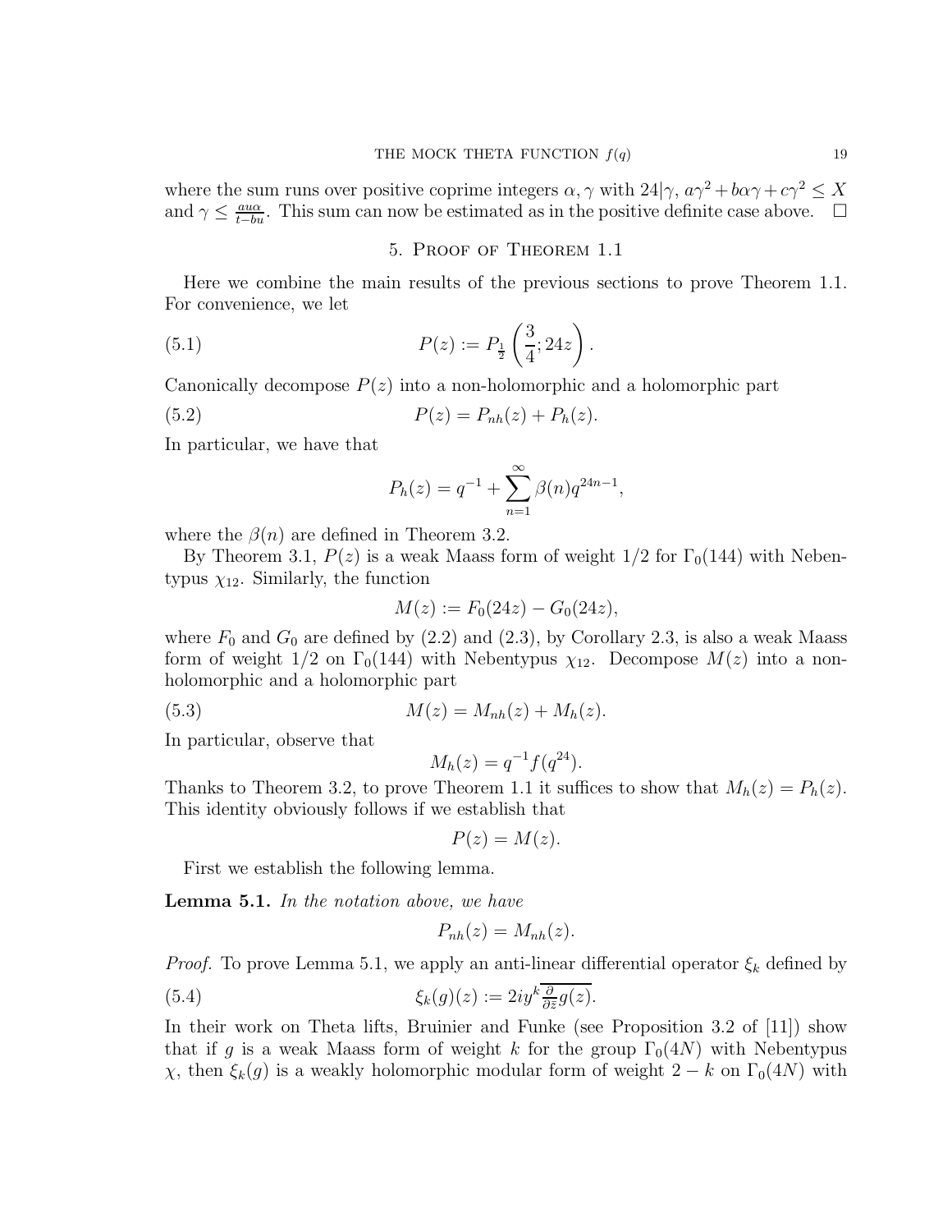where the sum runs over positive coprime integers $\alpha, \gamma$ with $24|\gamma$, $a\gamma^2 + b\alpha\gamma + c\gamma^2 \leq X$ and $\gamma \leq \frac{au\alpha}{t-bu}$. This sum can now be estimated as in the positive definite case above. $\square$

## 5. Proof of Theorem 1.1

Here we combine the main results of the previous sections to prove Theorem 1.1. For convenience, we let

$$P(z) := P_{\frac{1}{2}}\left(\frac{3}{4}; 24z\right). \tag{5.1}$$

Canonically decompose $P(z)$ into a non-holomorphic and a holomorphic part

$$P(z) = P_{nh}(z) + P_h(z). \tag{5.2}$$

In particular, we have that

$$P_h(z) = q^{-1} + \sum_{n=1}^{\infty} \beta(n) q^{24n-1},$$

where the $\beta(n)$ are defined in Theorem 3.2.

By Theorem 3.1, $P(z)$ is a weak Maass form of weight $1/2$ for $\Gamma_0(144)$ with Nebentypus $\chi_{12}$. Similarly, the function

$$M(z) := F_0(24z) - G_0(24z),$$

where $F_0$ and $G_0$ are defined by (2.2) and (2.3), by Corollary 2.3, is also a weak Maass form of weight $1/2$ on $\Gamma_0(144)$ with Nebentypus $\chi_{12}$. Decompose $M(z)$ into a non-holomorphic and a holomorphic part

$$M(z) = M_{nh}(z) + M_h(z). \tag{5.3}$$

In particular, observe that

$$M_h(z) = q^{-1} f(q^{24}).$$

Thanks to Theorem 3.2, to prove Theorem 1.1 it suffices to show that $M_h(z) = P_h(z)$. This identity obviously follows if we establish that

$$P(z) = M(z).$$

First we establish the following lemma.

**Lemma 5.1.** *In the notation above, we have*

$$P_{nh}(z) = M_{nh}(z).$$

*Proof.* To prove Lemma 5.1, we apply an anti-linear differential operator $\xi_k$ defined by

$$\xi_k(g)(z) := 2iy^k \overline{\tfrac{\partial}{\partial \bar{z}} g(z)}. \tag{5.4}$$

In their work on Theta lifts, Bruinier and Funke (see Proposition 3.2 of [11]) show that if $g$ is a weak Maass form of weight $k$ for the group $\Gamma_0(4N)$ with Nebentypus $\chi$, then $\xi_k(g)$ is a weakly holomorphic modular form of weight $2 - k$ on $\Gamma_0(4N)$ with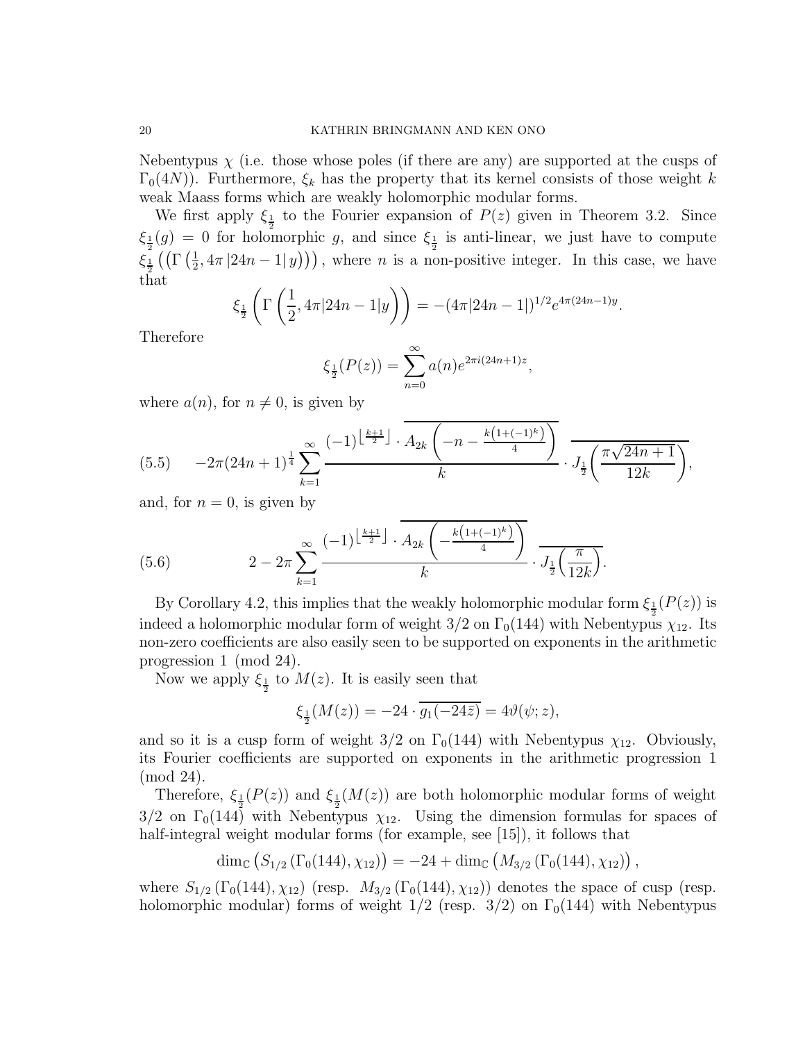Nebentypus $\chi$ (i.e. those whose poles (if there are any) are supported at the cusps of $\Gamma_0(4N)$). Furthermore, $\xi_k$ has the property that its kernel consists of those weight $k$ weak Maass forms which are weakly holomorphic modular forms.

We first apply $\xi_{\frac{1}{2}}$ to the Fourier expansion of $P(z)$ given in Theorem 3.2. Since $\xi_{\frac{1}{2}}(g) = 0$ for holomorphic $g$, and since $\xi_{\frac{1}{2}}$ is anti-linear, we just have to compute $\xi_{\frac{1}{2}}\left(\left(\Gamma\left(\frac{1}{2}, 4\pi\,|24n-1|\,y\right)\right)\right)$, where $n$ is a non-positive integer. In this case, we have that

$$\xi_{\frac{1}{2}}\left(\Gamma\left(\frac{1}{2}, 4\pi|24n-1|y\right)\right) = -(4\pi|24n-1|)^{1/2}e^{4\pi(24n-1)y}.$$

Therefore

$$\xi_{\frac{1}{2}}(P(z)) = \sum_{n=0}^{\infty} a(n)e^{2\pi i(24n+1)z},$$

where $a(n)$, for $n \neq 0$, is given by

$$-2\pi(24n+1)^{\frac{1}{4}} \sum_{k=1}^{\infty} \frac{(-1)^{\lfloor \frac{k+1}{2} \rfloor} \cdot \overline{A_{2k}\left(-n - \frac{k\left(1+(-1)^k\right)}{4}\right)}}{k} \cdot \overline{J_{\frac{1}{2}}\left(\frac{\pi\sqrt{24n+1}}{12k}\right)}, \tag{5.5}$$

and, for $n = 0$, is given by

$$2 - 2\pi \sum_{k=1}^{\infty} \frac{(-1)^{\lfloor \frac{k+1}{2} \rfloor} \cdot \overline{A_{2k}\left(-\frac{k\left(1+(-1)^k\right)}{4}\right)}}{k} \cdot \overline{J_{\frac{1}{2}}\left(\frac{\pi}{12k}\right)}. \tag{5.6}$$

By Corollary 4.2, this implies that the weakly holomorphic modular form $\xi_{\frac{1}{2}}(P(z))$ is indeed a holomorphic modular form of weight $3/2$ on $\Gamma_0(144)$ with Nebentypus $\chi_{12}$. Its non-zero coefficients are also easily seen to be supported on exponents in the arithmetic progression $1 \pmod{24}$.

Now we apply $\xi_{\frac{1}{2}}$ to $M(z)$. It is easily seen that

$$\xi_{\frac{1}{2}}(M(z)) = -24 \cdot \overline{g_1(-24\bar{z})} = 4\vartheta(\psi; z),$$

and so it is a cusp form of weight $3/2$ on $\Gamma_0(144)$ with Nebentypus $\chi_{12}$. Obviously, its Fourier coefficients are supported on exponents in the arithmetic progression 1 $\pmod{24}$.

Therefore, $\xi_{\frac{1}{2}}(P(z))$ and $\xi_{\frac{1}{2}}(M(z))$ are both holomorphic modular forms of weight $3/2$ on $\Gamma_0(144)$ with Nebentypus $\chi_{12}$. Using the dimension formulas for spaces of half-integral weight modular forms (for example, see [15]), it follows that

$$\dim_{\mathbb{C}}\left(S_{1/2}\left(\Gamma_0(144), \chi_{12}\right)\right) = -24 + \dim_{\mathbb{C}}\left(M_{3/2}\left(\Gamma_0(144), \chi_{12}\right)\right),$$

where $S_{1/2}\left(\Gamma_0(144), \chi_{12}\right)$ (resp. $M_{3/2}\left(\Gamma_0(144), \chi_{12}\right)$) denotes the space of cusp (resp. holomorphic modular) forms of weight $1/2$ (resp. $3/2$) on $\Gamma_0(144)$ with Nebentypus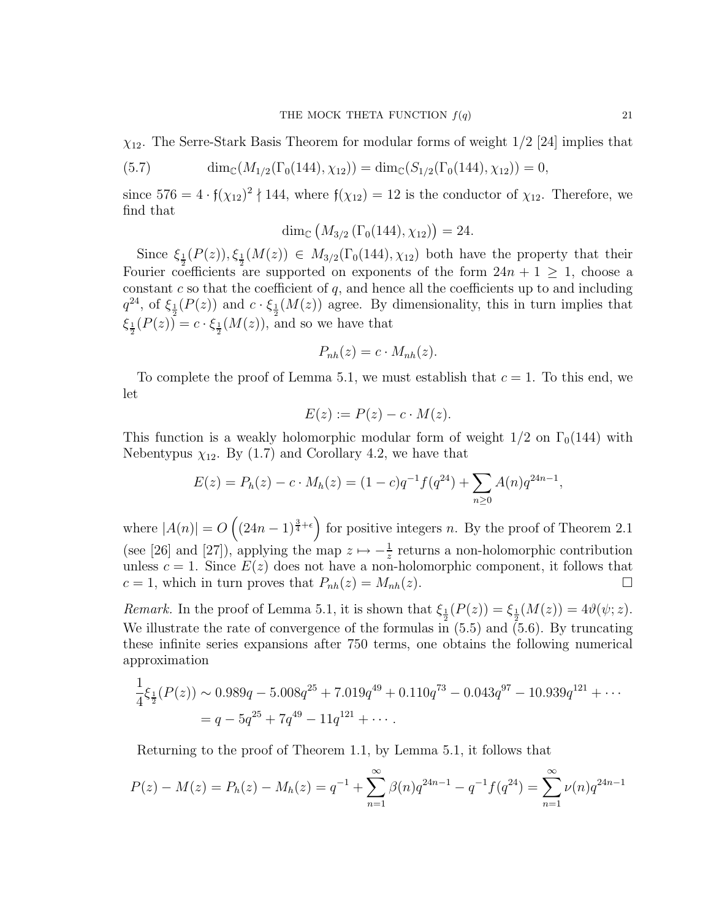$\chi_{12}$. The Serre-Stark Basis Theorem for modular forms of weight 1/2 [24] implies that

$$\dim_{\mathbb{C}}(M_{1/2}(\Gamma_0(144),\chi_{12})) = \dim_{\mathbb{C}}(S_{1/2}(\Gamma_0(144),\chi_{12})) = 0, \tag{5.7}$$

since $576 = 4 \cdot \mathfrak{f}(\chi_{12})^2 \nmid 144$, where $\mathfrak{f}(\chi_{12}) = 12$ is the conductor of $\chi_{12}$. Therefore, we find that

$$\dim_{\mathbb{C}}\left(M_{3/2}\left(\Gamma_0(144),\chi_{12}\right)\right) = 24.$$

Since $\xi_{\frac{1}{2}}(P(z)), \xi_{\frac{1}{2}}(M(z)) \in M_{3/2}(\Gamma_0(144),\chi_{12})$ both have the property that their Fourier coefficients are supported on exponents of the form $24n+1 \geq 1$, choose a constant $c$ so that the coefficient of $q$, and hence all the coefficients up to and including $q^{24}$, of $\xi_{\frac{1}{2}}(P(z))$ and $c \cdot \xi_{\frac{1}{2}}(M(z))$ agree. By dimensionality, this in turn implies that $\xi_{\frac{1}{2}}(P(z)) = c \cdot \xi_{\frac{1}{2}}(M(z))$, and so we have that

$$P_{nh}(z) = c \cdot M_{nh}(z).$$

To complete the proof of Lemma 5.1, we must establish that $c = 1$. To this end, we let

$$E(z) := P(z) - c \cdot M(z).$$

This function is a weakly holomorphic modular form of weight 1/2 on $\Gamma_0(144)$ with Nebentypus $\chi_{12}$. By (1.7) and Corollary 4.2, we have that

$$E(z) = P_h(z) - c \cdot M_h(z) = (1-c)q^{-1}f(q^{24}) + \sum_{n \geq 0} A(n)q^{24n-1},$$

where $|A(n)| = O\left((24n-1)^{\frac{3}{4}+\epsilon}\right)$ for positive integers $n$. By the proof of Theorem 2.1 (see [26] and [27]), applying the map $z \mapsto -\frac{1}{z}$ returns a non-holomorphic contribution unless $c = 1$. Since $E(z)$ does not have a non-holomorphic component, it follows that $c = 1$, which in turn proves that $P_{nh}(z) = M_{nh}(z)$. □

*Remark.* In the proof of Lemma 5.1, it is shown that $\xi_{\frac{1}{2}}(P(z)) = \xi_{\frac{1}{2}}(M(z)) = 4\vartheta(\psi; z)$. We illustrate the rate of convergence of the formulas in (5.5) and (5.6). By truncating these infinite series expansions after 750 terms, one obtains the following numerical approximation

$$\begin{aligned}\frac{1}{4}\xi_{\frac{1}{2}}(P(z)) &\sim 0.989q - 5.008q^{25} + 7.019q^{49} + 0.110q^{73} - 0.043q^{97} - 10.939q^{121} + \cdots \\ &= q - 5q^{25} + 7q^{49} - 11q^{121} + \cdots.\end{aligned}$$

Returning to the proof of Theorem 1.1, by Lemma 5.1, it follows that

$$P(z) - M(z) = P_h(z) - M_h(z) = q^{-1} + \sum_{n=1}^{\infty} \beta(n)q^{24n-1} - q^{-1}f(q^{24}) = \sum_{n=1}^{\infty} \nu(n)q^{24n-1}$$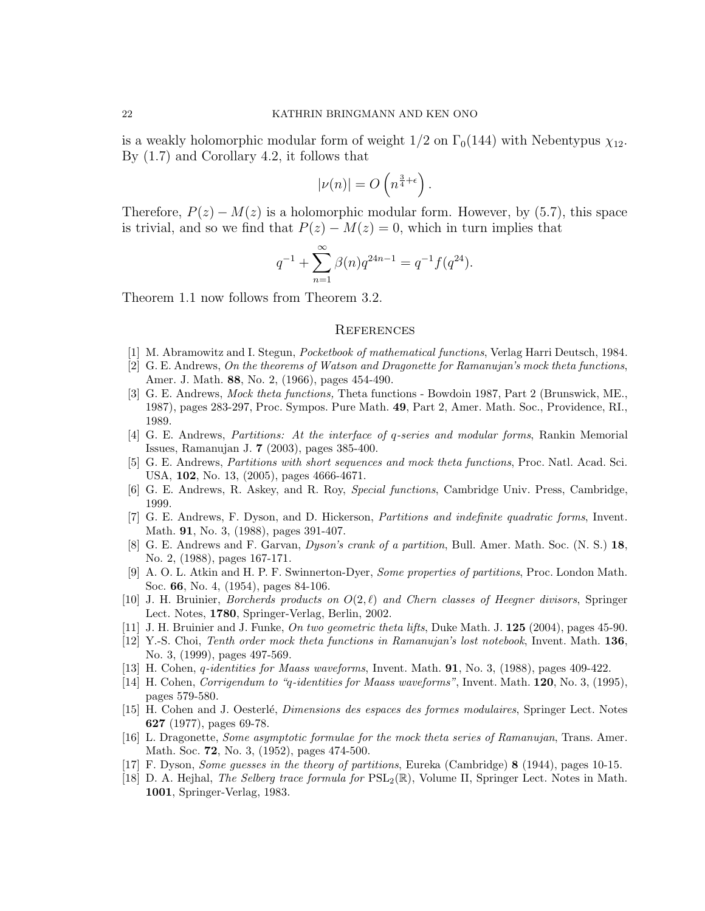is a weakly holomorphic modular form of weight $1/2$ on $\Gamma_0(144)$ with Nebentypus $\chi_{12}$. By (1.7) and Corollary 4.2, it follows that

$$|\nu(n)| = O\left(n^{\frac{3}{4}+\epsilon}\right).$$

Therefore, $P(z) - M(z)$ is a holomorphic modular form. However, by (5.7), this space is trivial, and so we find that $P(z) - M(z) = 0$, which in turn implies that

$$q^{-1} + \sum_{n=1}^{\infty} \beta(n) q^{24n-1} = q^{-1} f(q^{24}).$$

Theorem 1.1 now follows from Theorem 3.2.

## References

[1] M. Abramowitz and I. Stegun, *Pocketbook of mathematical functions*, Verlag Harri Deutsch, 1984.

[2] G. E. Andrews, *On the theorems of Watson and Dragonette for Ramanujan's mock theta functions*, Amer. J. Math. **88**, No. 2, (1966), pages 454-490.

[3] G. E. Andrews, *Mock theta functions,* Theta functions - Bowdoin 1987, Part 2 (Brunswick, ME., 1987), pages 283-297, Proc. Sympos. Pure Math. **49**, Part 2, Amer. Math. Soc., Providence, RI., 1989.

[4] G. E. Andrews, *Partitions: At the interface of q-series and modular forms*, Rankin Memorial Issues, Ramanujan J. **7** (2003), pages 385-400.

[5] G. E. Andrews, *Partitions with short sequences and mock theta functions*, Proc. Natl. Acad. Sci. USA, **102**, No. 13, (2005), pages 4666-4671.

[6] G. E. Andrews, R. Askey, and R. Roy, *Special functions*, Cambridge Univ. Press, Cambridge, 1999.

[7] G. E. Andrews, F. Dyson, and D. Hickerson, *Partitions and indefinite quadratic forms*, Invent. Math. **91**, No. 3, (1988), pages 391-407.

[8] G. E. Andrews and F. Garvan, *Dyson's crank of a partition*, Bull. Amer. Math. Soc. (N. S.) **18**, No. 2, (1988), pages 167-171.

[9] A. O. L. Atkin and H. P. F. Swinnerton-Dyer, *Some properties of partitions*, Proc. London Math. Soc. **66**, No. 4, (1954), pages 84-106.

[10] J. H. Bruinier, *Borcherds products on $O(2,\ell)$ and Chern classes of Heegner divisors*, Springer Lect. Notes, **1780**, Springer-Verlag, Berlin, 2002.

[11] J. H. Bruinier and J. Funke, *On two geometric theta lifts*, Duke Math. J. **125** (2004), pages 45-90.

[12] Y.-S. Choi, *Tenth order mock theta functions in Ramanujan's lost notebook*, Invent. Math. **136**, No. 3, (1999), pages 497-569.

[13] H. Cohen, *q-identities for Maass waveforms*, Invent. Math. **91**, No. 3, (1988), pages 409-422.

[14] H. Cohen, *Corrigendum to "q-identities for Maass waveforms"*, Invent. Math. **120**, No. 3, (1995), pages 579-580.

[15] H. Cohen and J. Oesterlé, *Dimensions des espaces des formes modulaires*, Springer Lect. Notes **627** (1977), pages 69-78.

[16] L. Dragonette, *Some asymptotic formulae for the mock theta series of Ramanujan*, Trans. Amer. Math. Soc. **72**, No. 3, (1952), pages 474-500.

[17] F. Dyson, *Some guesses in the theory of partitions*, Eureka (Cambridge) **8** (1944), pages 10-15.

[18] D. A. Hejhal, *The Selberg trace formula for $\mathrm{PSL}_2(\mathbb{R})$*, Volume II, Springer Lect. Notes in Math. **1001**, Springer-Verlag, 1983.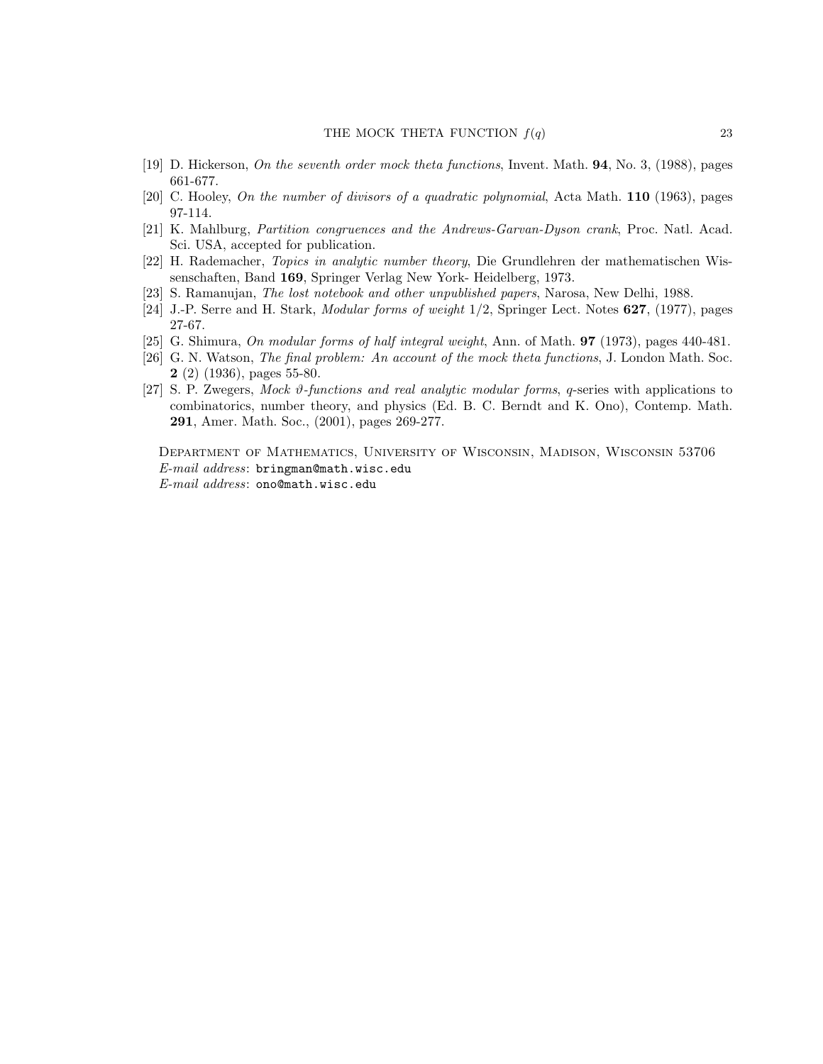[19] D. Hickerson, *On the seventh order mock theta functions*, Invent. Math. **94**, No. 3, (1988), pages 661-677.

[20] C. Hooley, *On the number of divisors of a quadratic polynomial*, Acta Math. **110** (1963), pages 97-114.

[21] K. Mahlburg, *Partition congruences and the Andrews-Garvan-Dyson crank*, Proc. Natl. Acad. Sci. USA, accepted for publication.

[22] H. Rademacher, *Topics in analytic number theory*, Die Grundlehren der mathematischen Wissenschaften, Band **169**, Springer Verlag New York- Heidelberg, 1973.

[23] S. Ramanujan, *The lost notebook and other unpublished papers*, Narosa, New Delhi, 1988.

[24] J.-P. Serre and H. Stark, *Modular forms of weight* $1/2$, Springer Lect. Notes **627**, (1977), pages 27-67.

[25] G. Shimura, *On modular forms of half integral weight*, Ann. of Math. **97** (1973), pages 440-481.

[26] G. N. Watson, *The final problem: An account of the mock theta functions*, J. London Math. Soc. **2** (2) (1936), pages 55-80.

[27] S. P. Zwegers, *Mock $\vartheta$-functions and real analytic modular forms*, $q$-series with applications to combinatorics, number theory, and physics (Ed. B. C. Berndt and K. Ono), Contemp. Math. **291**, Amer. Math. Soc., (2001), pages 269-277.

Department of Mathematics, University of Wisconsin, Madison, Wisconsin 53706

*E-mail address*: bringman@math.wisc.edu

*E-mail address*: ono@math.wisc.edu